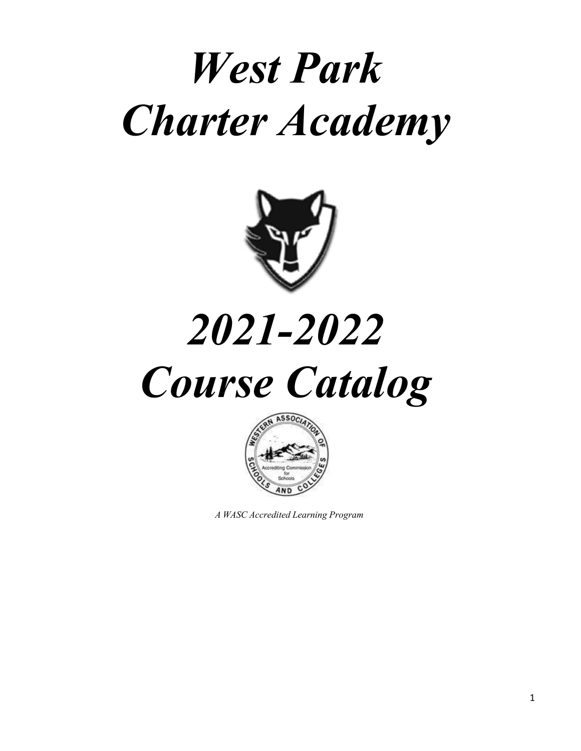# *West Park Charter Academy*

# *2021-2022 Course Catalog*

*A WASC Accredited Learning Program*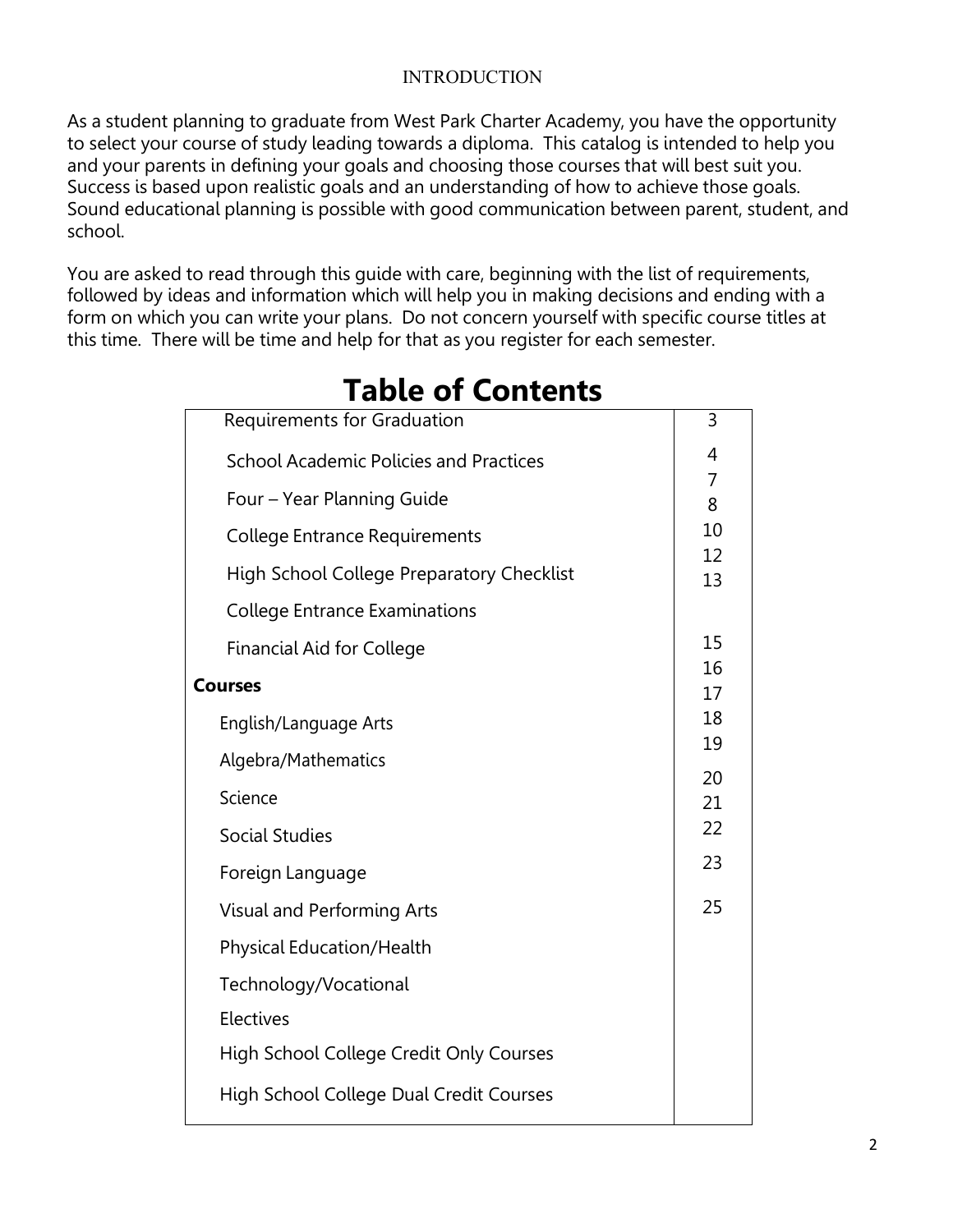INTRODUCTION

As a student planning to graduate from West Park Charter Academy, you have the opportunity to select your course of study leading towards a diploma. This catalog is intended to help you and your parents in defining your goals and choosing those courses that will best suit you. Success is based upon realistic goals and an understanding of how to achieve those goals. Sound educational planning is possible with good communication between parent, student, and school.

You are asked to read through this guide with care, beginning with the list of requirements, followed by ideas and information which will help you in making decisions and ending with a form on which you can write your plans. Do not concern yourself with specific course titles at this time. There will be time and help for that as you register for each semester.

# Table of Contents

| | |
|---|---|
| Requirements for Graduation | 3 |
| School Academic Policies and Practices | 4 |
| Four – Year Planning Guide | 7 |
| College Entrance Requirements | 8 |
| High School College Preparatory Checklist | 10 |
| College Entrance Examinations | 12 |
| Financial Aid for College | 13 |
| **Courses** | |
| English/Language Arts | 15 |
| Algebra/Mathematics | 16 |
| Science | 17 |
| Social Studies | 18 |
| Foreign Language | 19 |
| Visual and Performing Arts | 20 |
| Physical Education/Health | 21 |
| Technology/Vocational | 22 |
| Electives | 23 |
| High School College Credit Only Courses | 25 |
| High School College Dual Credit Courses | |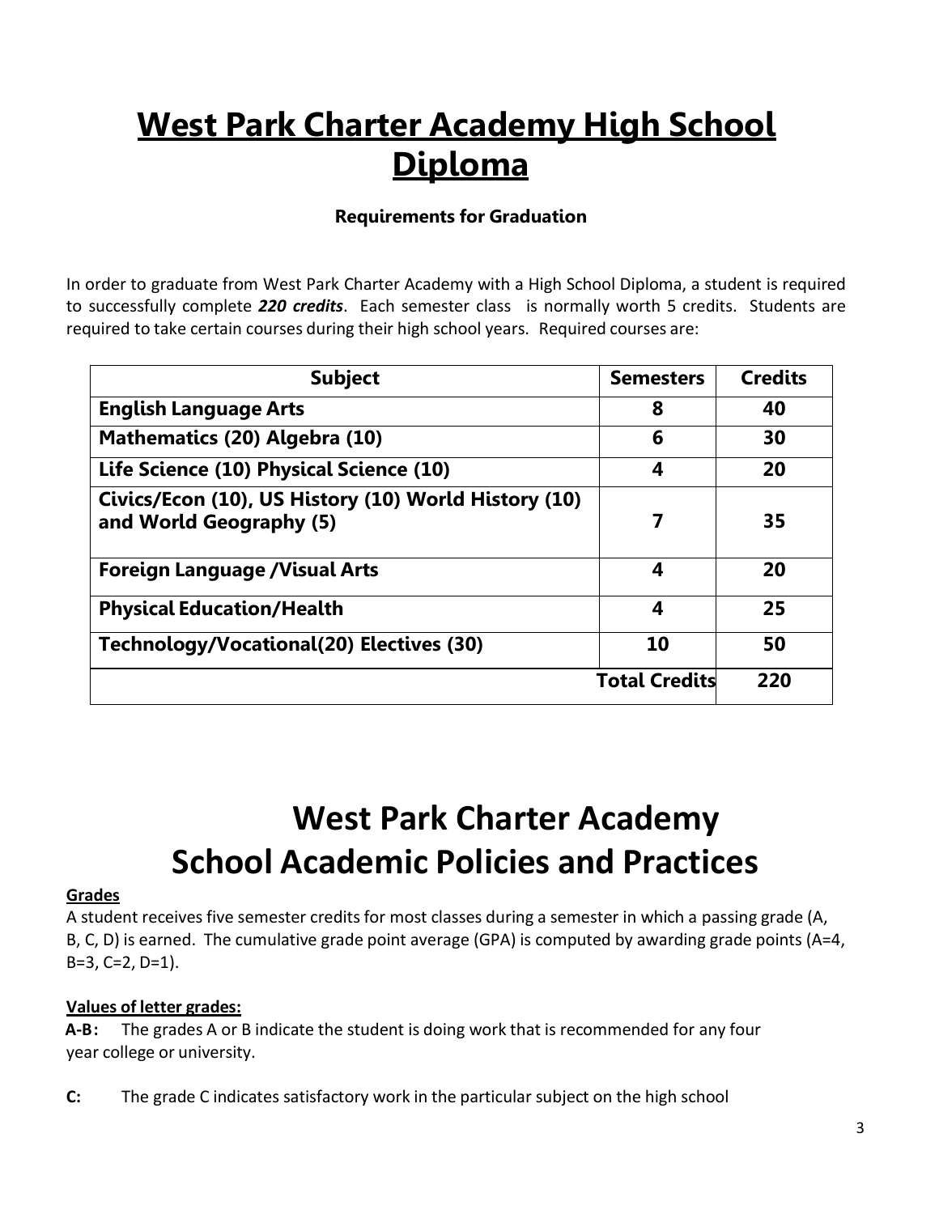# West Park Charter Academy High School Diploma

### Requirements for Graduation

In order to graduate from West Park Charter Academy with a High School Diploma, a student is required to successfully complete ***220 credits***. Each semester class is normally worth 5 credits. Students are required to take certain courses during their high school years. Required courses are:

| Subject | Semesters | Credits |
|---|---|---|
| **English Language Arts** | **8** | **40** |
| **Mathematics (20) Algebra (10)** | **6** | **30** |
| **Life Science (10) Physical Science (10)** | **4** | **20** |
| **Civics/Econ (10), US History (10) World History (10) and World Geography (5)** | **7** | **35** |
| **Foreign Language /Visual Arts** | **4** | **20** |
| **Physical Education/Health** | **4** | **25** |
| **Technology/Vocational(20) Electives (30)** | **10** | **50** |
| | **Total Credits** | **220** |

# West Park Charter Academy School Academic Policies and Practices

**Grades**

A student receives five semester credits for most classes during a semester in which a passing grade (A, B, C, D) is earned. The cumulative grade point average (GPA) is computed by awarding grade points (A=4, B=3, C=2, D=1).

**Values of letter grades:**

**A-B:** The grades A or B indicate the student is doing work that is recommended for any four year college or university.

**C:** The grade C indicates satisfactory work in the particular subject on the high school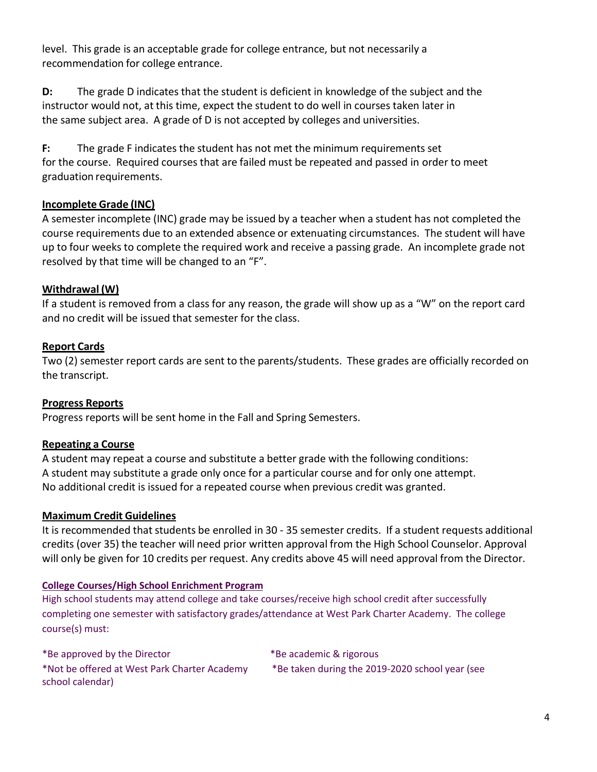level. This grade is an acceptable grade for college entrance, but not necessarily a recommendation for college entrance.

**D:** The grade D indicates that the student is deficient in knowledge of the subject and the instructor would not, at this time, expect the student to do well in courses taken later in the same subject area. A grade of D is not accepted by colleges and universities.

**F:** The grade F indicates the student has not met the minimum requirements set for the course. Required courses that are failed must be repeated and passed in order to meet graduation requirements.

### Incomplete Grade (INC)

A semester incomplete (INC) grade may be issued by a teacher when a student has not completed the course requirements due to an extended absence or extenuating circumstances. The student will have up to four weeks to complete the required work and receive a passing grade. An incomplete grade not resolved by that time will be changed to an "F".

### Withdrawal (W)

If a student is removed from a class for any reason, the grade will show up as a "W" on the report card and no credit will be issued that semester for the class.

### Report Cards

Two (2) semester report cards are sent to the parents/students. These grades are officially recorded on the transcript.

### Progress Reports

Progress reports will be sent home in the Fall and Spring Semesters.

### Repeating a Course

A student may repeat a course and substitute a better grade with the following conditions:
A student may substitute a grade only once for a particular course and for only one attempt.
No additional credit is issued for a repeated course when previous credit was granted.

### Maximum Credit Guidelines

It is recommended that students be enrolled in 30 - 35 semester credits. If a student requests additional credits (over 35) the teacher will need prior written approval from the High School Counselor. Approval will only be given for 10 credits per request. Any credits above 45 will need approval from the Director.

### College Courses/High School Enrichment Program

High school students may attend college and take courses/receive high school credit after successfully completing one semester with satisfactory grades/attendance at West Park Charter Academy. The college course(s) must:

*Be approved by the Director
*Be academic & rigorous
*Not be offered at West Park Charter Academy
*Be taken during the 2019-2020 school year (see school calendar)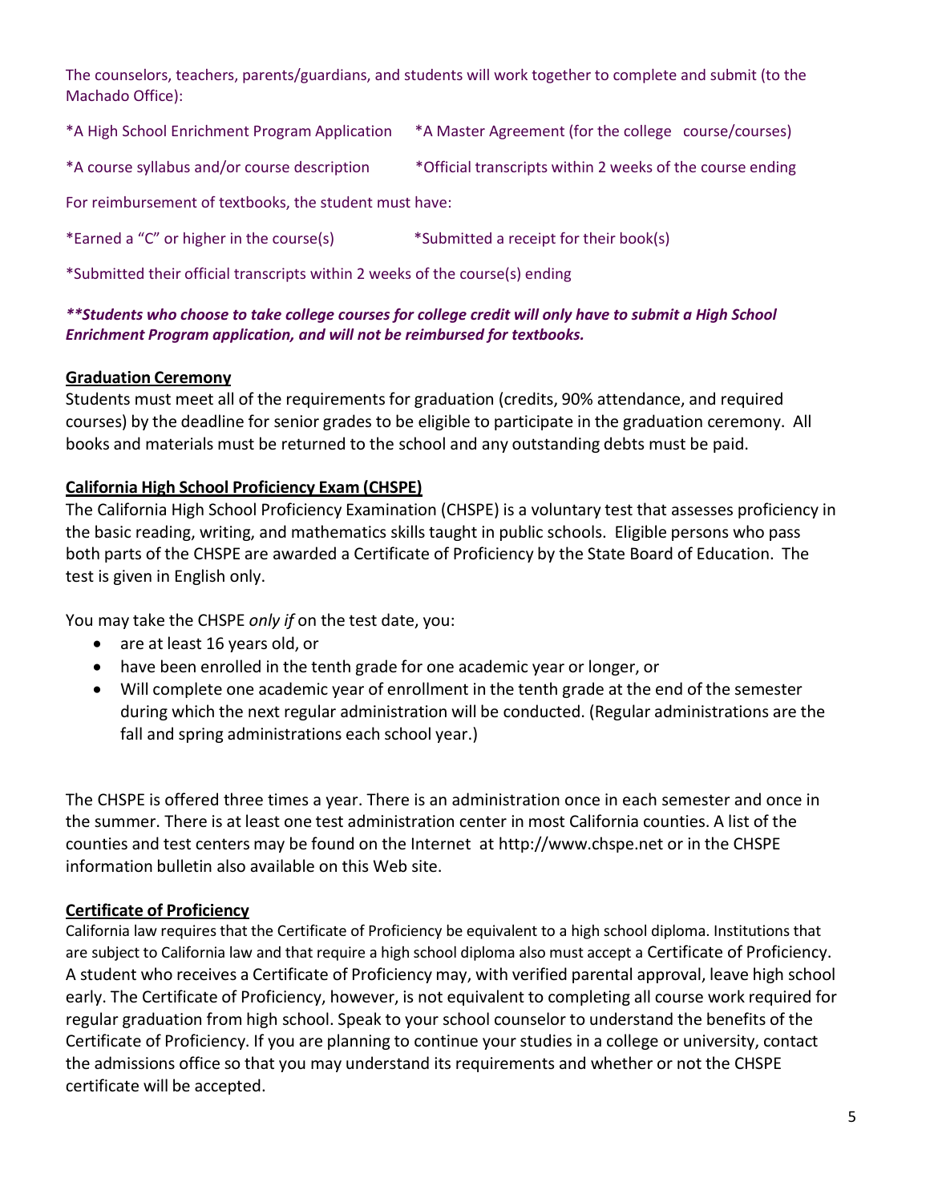The counselors, teachers, parents/guardians, and students will work together to complete and submit (to the Machado Office):

*A High School Enrichment Program Application *A Master Agreement (for the college course/courses)

*A course syllabus and/or course description *Official transcripts within 2 weeks of the course ending

For reimbursement of textbooks, the student must have:

*Earned a "C" or higher in the course(s) *Submitted a receipt for their book(s)

*Submitted their official transcripts within 2 weeks of the course(s) ending

***\*\*Students who choose to take college courses for college credit will only have to submit a High School Enrichment Program application, and will not be reimbursed for textbooks.***

## Graduation Ceremony

Students must meet all of the requirements for graduation (credits, 90% attendance, and required courses) by the deadline for senior grades to be eligible to participate in the graduation ceremony. All books and materials must be returned to the school and any outstanding debts must be paid.

## California High School Proficiency Exam (CHSPE)

The California High School Proficiency Examination (CHSPE) is a voluntary test that assesses proficiency in the basic reading, writing, and mathematics skills taught in public schools. Eligible persons who pass both parts of the CHSPE are awarded a Certificate of Proficiency by the State Board of Education. The test is given in English only.

You may take the CHSPE *only if* on the test date, you:

- are at least 16 years old, or
- have been enrolled in the tenth grade for one academic year or longer, or
- Will complete one academic year of enrollment in the tenth grade at the end of the semester during which the next regular administration will be conducted. (Regular administrations are the fall and spring administrations each school year.)

The CHSPE is offered three times a year. There is an administration once in each semester and once in the summer. There is at least one test administration center in most California counties. A list of the counties and test centers may be found on the Internet at http://www.chspe.net or in the CHSPE information bulletin also available on this Web site.

## Certificate of Proficiency

California law requires that the Certificate of Proficiency be equivalent to a high school diploma. Institutions that are subject to California law and that require a high school diploma also must accept a Certificate of Proficiency. A student who receives a Certificate of Proficiency may, with verified parental approval, leave high school early. The Certificate of Proficiency, however, is not equivalent to completing all course work required for regular graduation from high school. Speak to your school counselor to understand the benefits of the Certificate of Proficiency. If you are planning to continue your studies in a college or university, contact the admissions office so that you may understand its requirements and whether or not the CHSPE certificate will be accepted.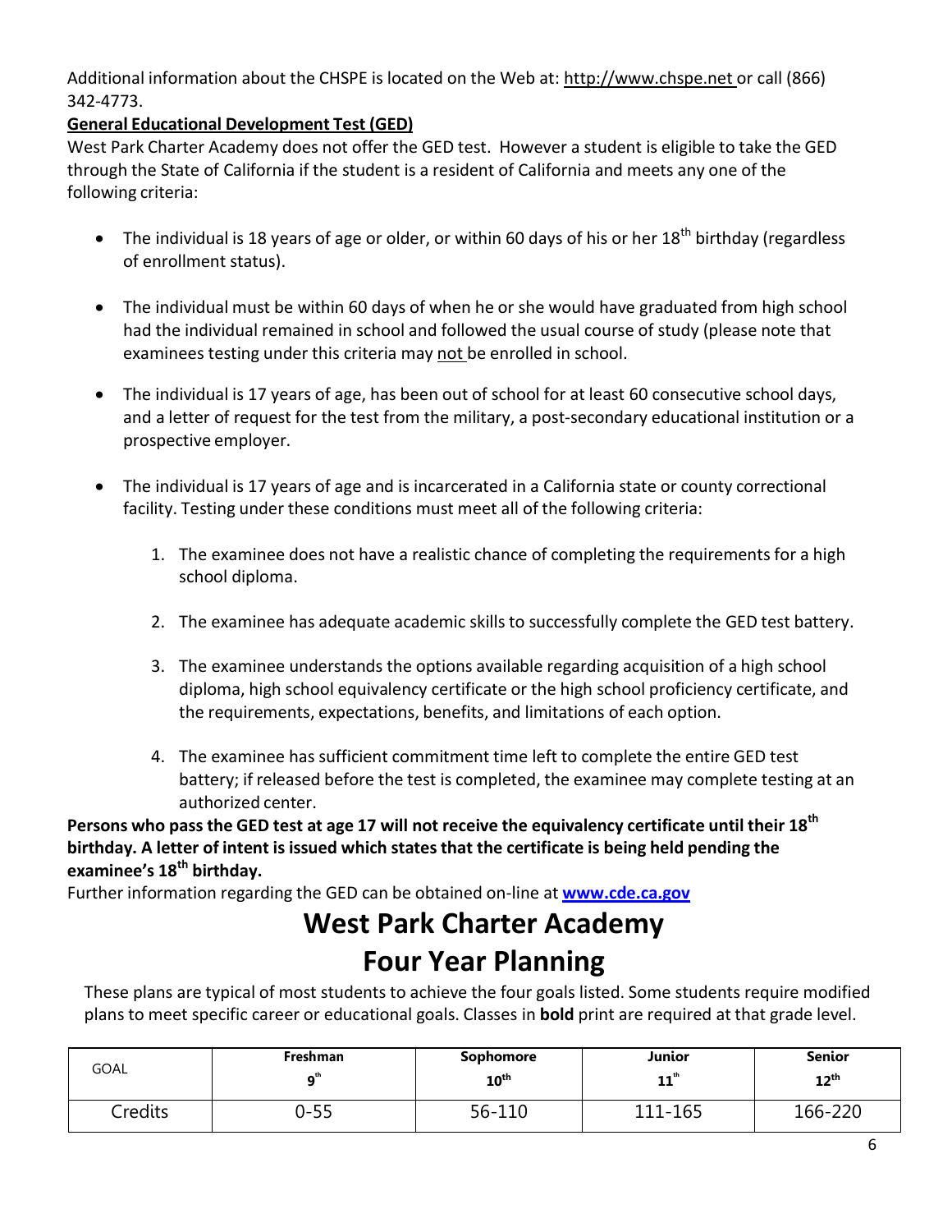Additional information about the CHSPE is located on the Web at: http://www.chspe.net or call (866) 342-4773.

**General Educational Development Test (GED)**

West Park Charter Academy does not offer the GED test. However a student is eligible to take the GED through the State of California if the student is a resident of California and meets any one of the following criteria:

- The individual is 18 years of age or older, or within 60 days of his or her 18th birthday (regardless of enrollment status).
- The individual must be within 60 days of when he or she would have graduated from high school had the individual remained in school and followed the usual course of study (please note that examinees testing under this criteria may not be enrolled in school.
- The individual is 17 years of age, has been out of school for at least 60 consecutive school days, and a letter of request for the test from the military, a post-secondary educational institution or a prospective employer.
- The individual is 17 years of age and is incarcerated in a California state or county correctional facility. Testing under these conditions must meet all of the following criteria:
  1. The examinee does not have a realistic chance of completing the requirements for a high school diploma.
  2. The examinee has adequate academic skills to successfully complete the GED test battery.
  3. The examinee understands the options available regarding acquisition of a high school diploma, high school equivalency certificate or the high school proficiency certificate, and the requirements, expectations, benefits, and limitations of each option.
  4. The examinee has sufficient commitment time left to complete the entire GED test battery; if released before the test is completed, the examinee may complete testing at an authorized center.

**Persons who pass the GED test at age 17 will not receive the equivalency certificate until their 18th birthday. A letter of intent is issued which states that the certificate is being held pending the examinee's 18th birthday.**

Further information regarding the GED can be obtained on-line at **www.cde.ca.gov**

# West Park Charter Academy
# Four Year Planning

These plans are typical of most students to achieve the four goals listed. Some students require modified plans to meet specific career or educational goals. Classes in **bold** print are required at that grade level.

| GOAL | Freshman 9th | Sophomore 10th | Junior 11th | Senior 12th |
|---|---|---|---|---|
| Credits | 0-55 | 56-110 | 111-165 | 166-220 |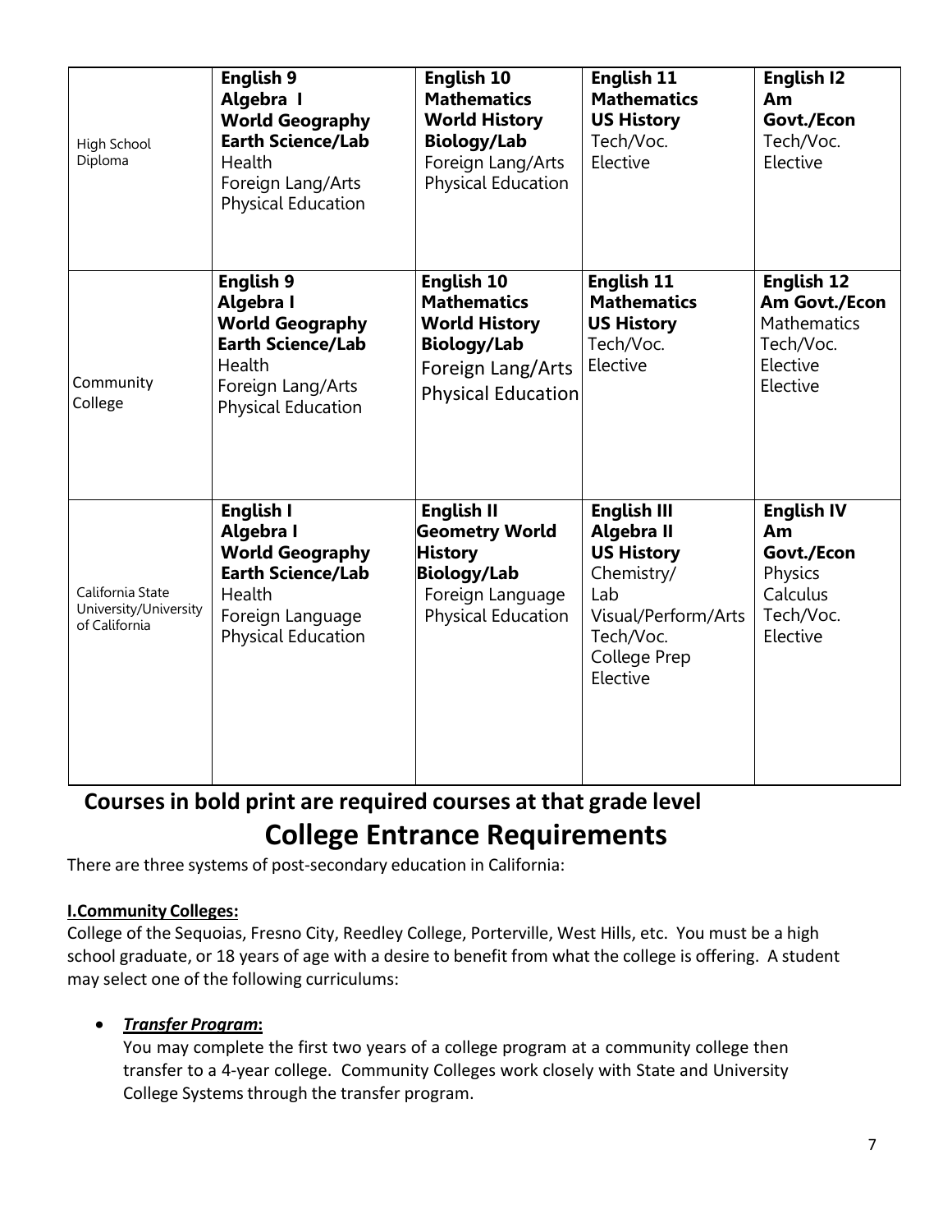| | | | | |
|---|---|---|---|---|
| High School Diploma | **English 9**<br>**Algebra I**<br>**World Geography**<br>**Earth Science/Lab**<br>Health<br>Foreign Lang/Arts<br>Physical Education | **English 10**<br>**Mathematics**<br>**World History**<br>**Biology/Lab**<br>Foreign Lang/Arts<br>Physical Education | **English 11**<br>**Mathematics**<br>**US History**<br>Tech/Voc.<br>Elective | **English I2**<br>**Am Govt./Econ**<br>Tech/Voc.<br>Elective |
| Community College | **English 9**<br>**Algebra I**<br>**World Geography**<br>**Earth Science/Lab**<br>Health<br>Foreign Lang/Arts<br>Physical Education | **English 10**<br>**Mathematics**<br>**World History**<br>**Biology/Lab**<br>Foreign Lang/Arts<br>Physical Education | **English 11**<br>**Mathematics**<br>**US History**<br>Tech/Voc.<br>Elective | **English 12**<br>**Am Govt./Econ**<br>Mathematics<br>Tech/Voc.<br>Elective<br>Elective |
| California State University/University of California | **English I**<br>**Algebra I**<br>**World Geography**<br>**Earth Science/Lab**<br>Health<br>Foreign Language<br>Physical Education | **English II**<br>**Geometry World History**<br>**Biology/Lab**<br>Foreign Language<br>Physical Education | **English III**<br>**Algebra II**<br>**US History**<br>Chemistry/Lab<br>Visual/Perform/Arts<br>Tech/Voc.<br>College Prep<br>Elective | **English IV**<br>**Am Govt./Econ**<br>Physics<br>Calculus<br>Tech/Voc.<br>Elective |

**Courses in bold print are required courses at that grade level**

# College Entrance Requirements

There are three systems of post-secondary education in California:

**I.Community Colleges:**

College of the Sequoias, Fresno City, Reedley College, Porterville, West Hills, etc. You must be a high school graduate, or 18 years of age with a desire to benefit from what the college is offering. A student may select one of the following curriculums:

- ***Transfer Program*:**
  You may complete the first two years of a college program at a community college then transfer to a 4-year college. Community Colleges work closely with State and University College Systems through the transfer program.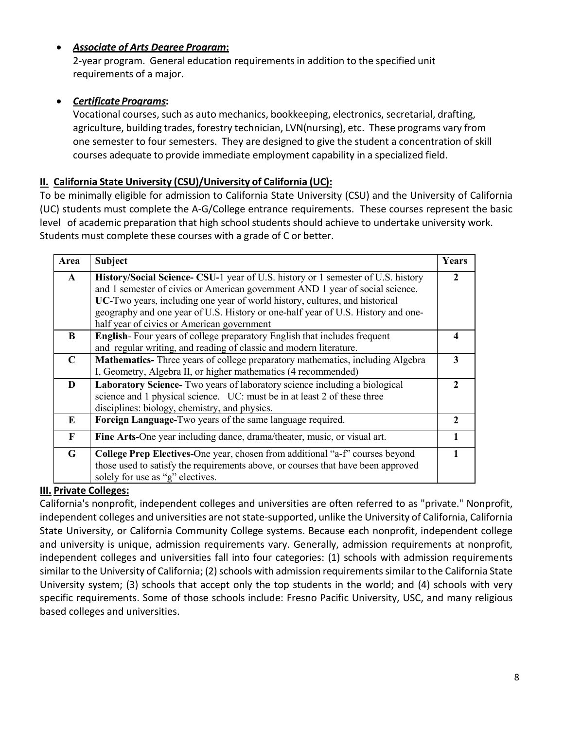- ***Associate of Arts Degree Program*:**
  2-year program. General education requirements in addition to the specified unit requirements of a major.

- ***Certificate Programs*:**
  Vocational courses, such as auto mechanics, bookkeeping, electronics, secretarial, drafting, agriculture, building trades, forestry technician, LVN(nursing), etc. These programs vary from one semester to four semesters. They are designed to give the student a concentration of skill courses adequate to provide immediate employment capability in a specialized field.

## II. California State University (CSU)/University of California (UC):

To be minimally eligible for admission to California State University (CSU) and the University of California (UC) students must complete the A-G/College entrance requirements. These courses represent the basic level of academic preparation that high school students should achieve to undertake university work. Students must complete these courses with a grade of C or better.

| Area | Subject | Years |
|---|---|---|
| **A** | **History/Social Science- CSU-**1 year of U.S. history or 1 semester of U.S. history and 1 semester of civics or American government AND 1 year of social science. **UC**-Two years, including one year of world history, cultures, and historical geography and one year of U.S. History or one-half year of U.S. History and one-half year of civics or American government | **2** |
| **B** | **English**- Four years of college preparatory English that includes frequent and regular writing, and reading of classic and modern literature. | **4** |
| **C** | **Mathematics-** Three years of college preparatory mathematics, including Algebra I, Geometry, Algebra II, or higher mathematics (4 recommended) | **3** |
| **D** | **Laboratory Science-** Two years of laboratory science including a biological science and 1 physical science. UC: must be in at least 2 of these three disciplines: biology, chemistry, and physics. | **2** |
| **E** | **Foreign Language-**Two years of the same language required. | **2** |
| **F** | **Fine Arts-**One year including dance, drama/theater, music, or visual art. | **1** |
| **G** | **College Prep Electives-**One year, chosen from additional "a-f" courses beyond those used to satisfy the requirements above, or courses that have been approved solely for use as "g" electives. | **1** |

## III. Private Colleges:

California's nonprofit, independent colleges and universities are often referred to as "private." Nonprofit, independent colleges and universities are not state-supported, unlike the University of California, California State University, or California Community College systems. Because each nonprofit, independent college and university is unique, admission requirements vary. Generally, admission requirements at nonprofit, independent colleges and universities fall into four categories: (1) schools with admission requirements similar to the University of California; (2) schools with admission requirements similar to the California State University system; (3) schools that accept only the top students in the world; and (4) schools with very specific requirements. Some of those schools include: Fresno Pacific University, USC, and many religious based colleges and universities.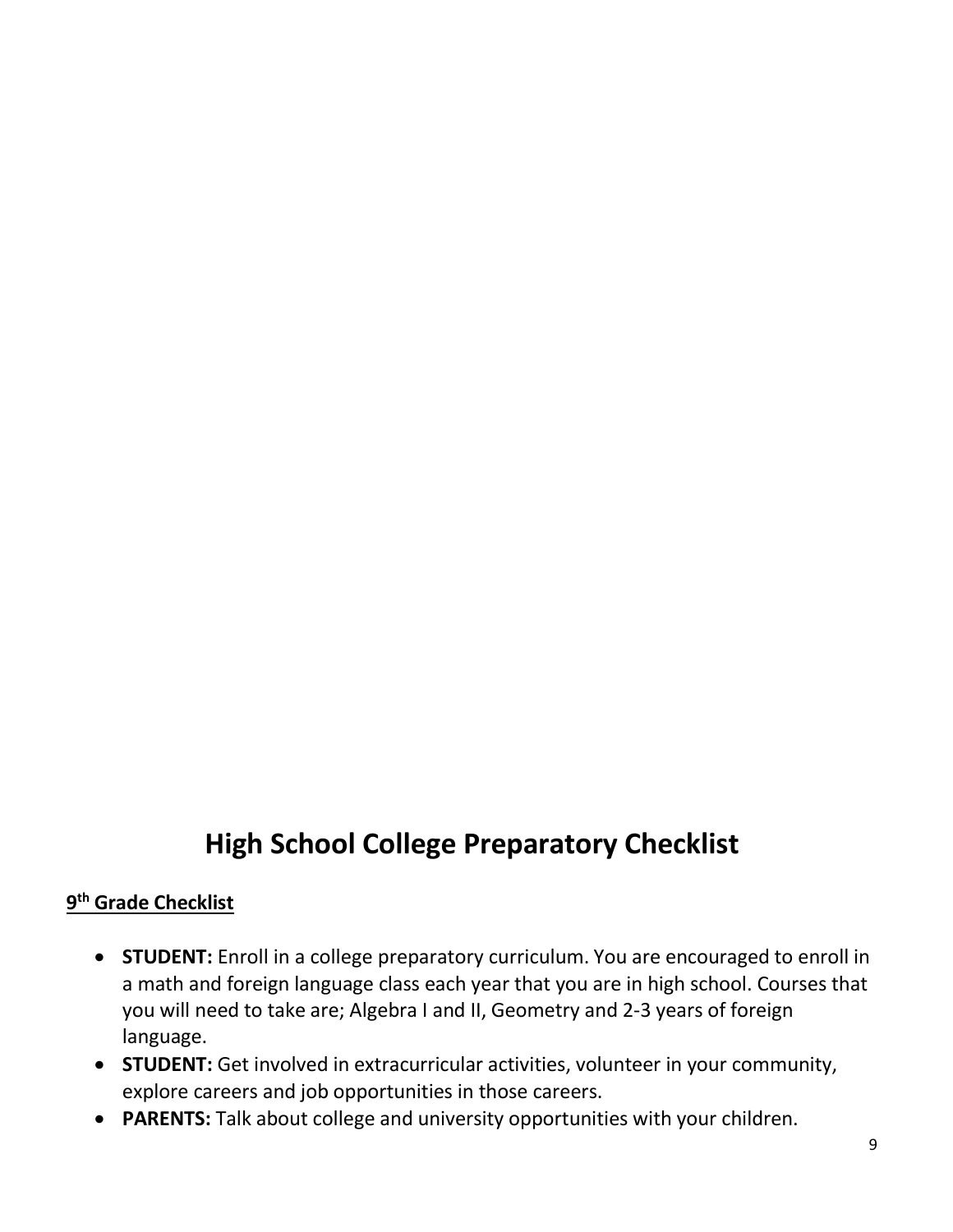# High School College Preparatory Checklist

## 9th Grade Checklist

- **STUDENT:** Enroll in a college preparatory curriculum. You are encouraged to enroll in a math and foreign language class each year that you are in high school. Courses that you will need to take are; Algebra I and II, Geometry and 2-3 years of foreign language.
- **STUDENT:** Get involved in extracurricular activities, volunteer in your community, explore careers and job opportunities in those careers.
- **PARENTS:** Talk about college and university opportunities with your children.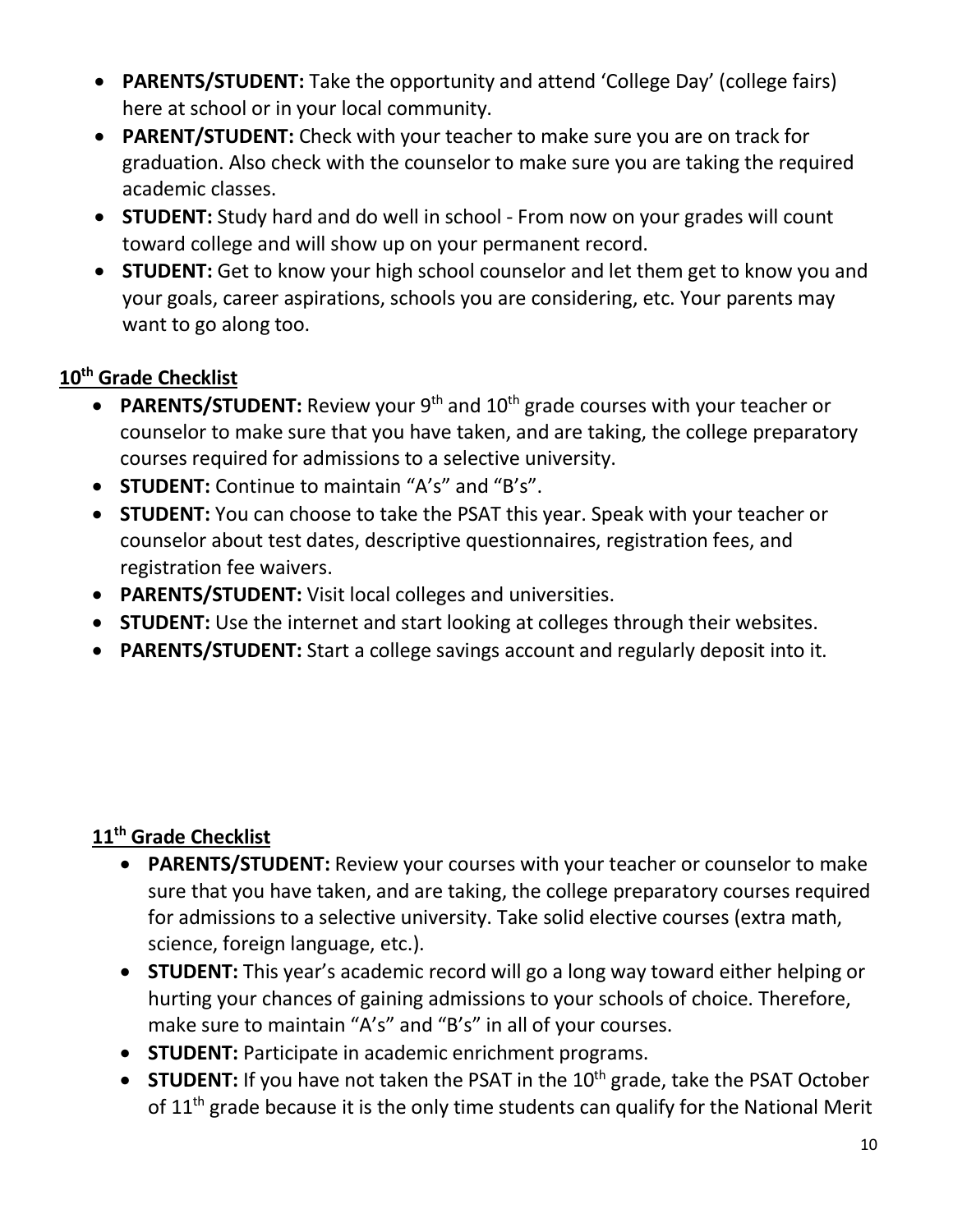- **PARENTS/STUDENT:** Take the opportunity and attend 'College Day' (college fairs) here at school or in your local community.
- **PARENT/STUDENT:** Check with your teacher to make sure you are on track for graduation. Also check with the counselor to make sure you are taking the required academic classes.
- **STUDENT:** Study hard and do well in school - From now on your grades will count toward college and will show up on your permanent record.
- **STUDENT:** Get to know your high school counselor and let them get to know you and your goals, career aspirations, schools you are considering, etc. Your parents may want to go along too.

## 10th Grade Checklist

- **PARENTS/STUDENT:** Review your 9th and 10th grade courses with your teacher or counselor to make sure that you have taken, and are taking, the college preparatory courses required for admissions to a selective university.
- **STUDENT:** Continue to maintain "A's" and "B's".
- **STUDENT:** You can choose to take the PSAT this year. Speak with your teacher or counselor about test dates, descriptive questionnaires, registration fees, and registration fee waivers.
- **PARENTS/STUDENT:** Visit local colleges and universities.
- **STUDENT:** Use the internet and start looking at colleges through their websites.
- **PARENTS/STUDENT:** Start a college savings account and regularly deposit into it.

## 11th Grade Checklist

- **PARENTS/STUDENT:** Review your courses with your teacher or counselor to make sure that you have taken, and are taking, the college preparatory courses required for admissions to a selective university. Take solid elective courses (extra math, science, foreign language, etc.).
- **STUDENT:** This year's academic record will go a long way toward either helping or hurting your chances of gaining admissions to your schools of choice. Therefore, make sure to maintain "A's" and "B's" in all of your courses.
- **STUDENT:** Participate in academic enrichment programs.
- **STUDENT:** If you have not taken the PSAT in the 10th grade, take the PSAT October of 11th grade because it is the only time students can qualify for the National Merit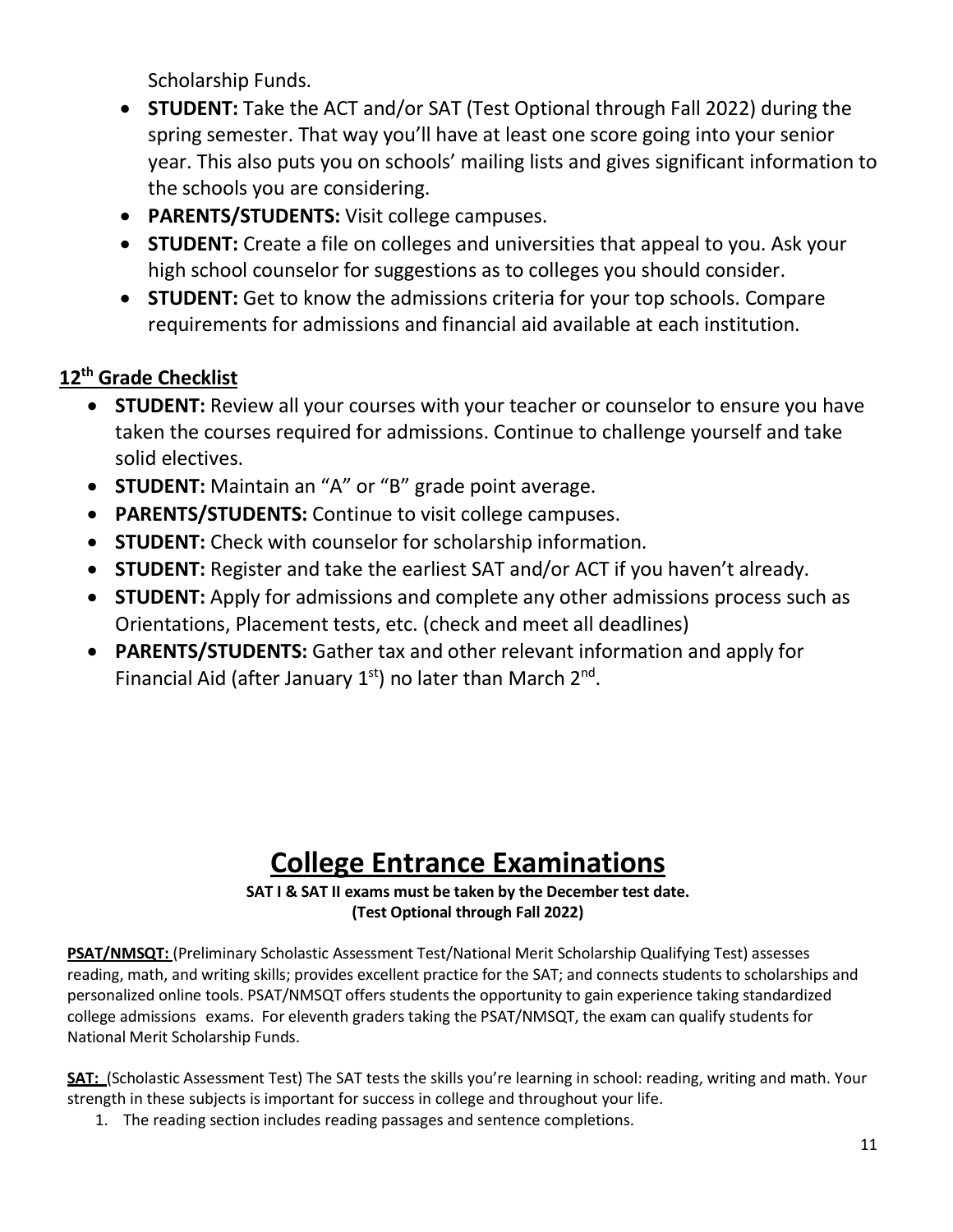Scholarship Funds.

- **STUDENT:** Take the ACT and/or SAT (Test Optional through Fall 2022) during the spring semester. That way you'll have at least one score going into your senior year. This also puts you on schools' mailing lists and gives significant information to the schools you are considering.
- **PARENTS/STUDENTS:** Visit college campuses.
- **STUDENT:** Create a file on colleges and universities that appeal to you. Ask your high school counselor for suggestions as to colleges you should consider.
- **STUDENT:** Get to know the admissions criteria for your top schools. Compare requirements for admissions and financial aid available at each institution.

## 12th Grade Checklist

- **STUDENT:** Review all your courses with your teacher or counselor to ensure you have taken the courses required for admissions. Continue to challenge yourself and take solid electives.
- **STUDENT:** Maintain an "A" or "B" grade point average.
- **PARENTS/STUDENTS:** Continue to visit college campuses.
- **STUDENT:** Check with counselor for scholarship information.
- **STUDENT:** Register and take the earliest SAT and/or ACT if you haven't already.
- **STUDENT:** Apply for admissions and complete any other admissions process such as Orientations, Placement tests, etc. (check and meet all deadlines)
- **PARENTS/STUDENTS:** Gather tax and other relevant information and apply for Financial Aid (after January 1st) no later than March 2nd.

# College Entrance Examinations

**SAT I & SAT II exams must be taken by the December test date.**
**(Test Optional through Fall 2022)**

**PSAT/NMSQT:** (Preliminary Scholastic Assessment Test/National Merit Scholarship Qualifying Test) assesses reading, math, and writing skills; provides excellent practice for the SAT; and connects students to scholarships and personalized online tools. PSAT/NMSQT offers students the opportunity to gain experience taking standardized college admissions exams. For eleventh graders taking the PSAT/NMSQT, the exam can qualify students for National Merit Scholarship Funds.

**SAT:** (Scholastic Assessment Test) The SAT tests the skills you're learning in school: reading, writing and math. Your strength in these subjects is important for success in college and throughout your life.

1. The reading section includes reading passages and sentence completions.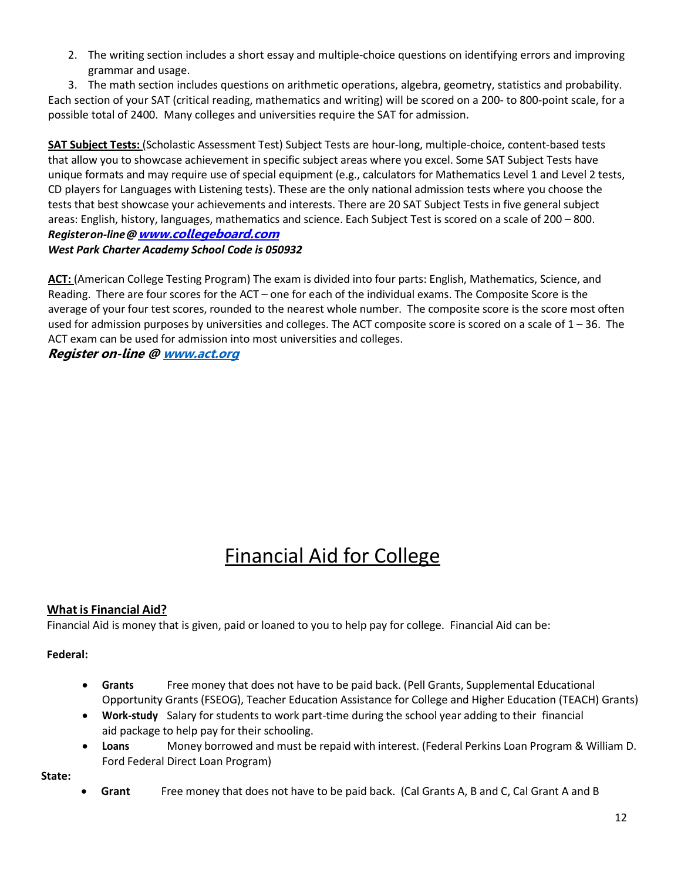2. The writing section includes a short essay and multiple-choice questions on identifying errors and improving grammar and usage.
3. The math section includes questions on arithmetic operations, algebra, geometry, statistics and probability.

Each section of your SAT (critical reading, mathematics and writing) will be scored on a 200- to 800-point scale, for a possible total of 2400. Many colleges and universities require the SAT for admission.

**SAT Subject Tests:** (Scholastic Assessment Test) Subject Tests are hour-long, multiple-choice, content-based tests that allow you to showcase achievement in specific subject areas where you excel. Some SAT Subject Tests have unique formats and may require use of special equipment (e.g., calculators for Mathematics Level 1 and Level 2 tests, CD players for Languages with Listening tests). These are the only national admission tests where you choose the tests that best showcase your achievements and interests. There are 20 SAT Subject Tests in five general subject areas: English, history, languages, mathematics and science. Each Subject Test is scored on a scale of 200 – 800.
***Register on-line @ www.collegeboard.com***
***West Park Charter Academy School Code is 050932***

**ACT:** (American College Testing Program) The exam is divided into four parts: English, Mathematics, Science, and Reading. There are four scores for the ACT – one for each of the individual exams. The Composite Score is the average of your four test scores, rounded to the nearest whole number. The composite score is the score most often used for admission purposes by universities and colleges. The ACT composite score is scored on a scale of 1 – 36. The ACT exam can be used for admission into most universities and colleges.
***Register on-line @ www.act.org***

# Financial Aid for College

## What is Financial Aid?

Financial Aid is money that is given, paid or loaned to you to help pay for college. Financial Aid can be:

**Federal:**

- **Grants** Free money that does not have to be paid back. (Pell Grants, Supplemental Educational Opportunity Grants (FSEOG), Teacher Education Assistance for College and Higher Education (TEACH) Grants)
- **Work-study** Salary for students to work part-time during the school year adding to their financial aid package to help pay for their schooling.
- **Loans** Money borrowed and must be repaid with interest. (Federal Perkins Loan Program & William D. Ford Federal Direct Loan Program)

**State:**

- **Grant** Free money that does not have to be paid back. (Cal Grants A, B and C, Cal Grant A and B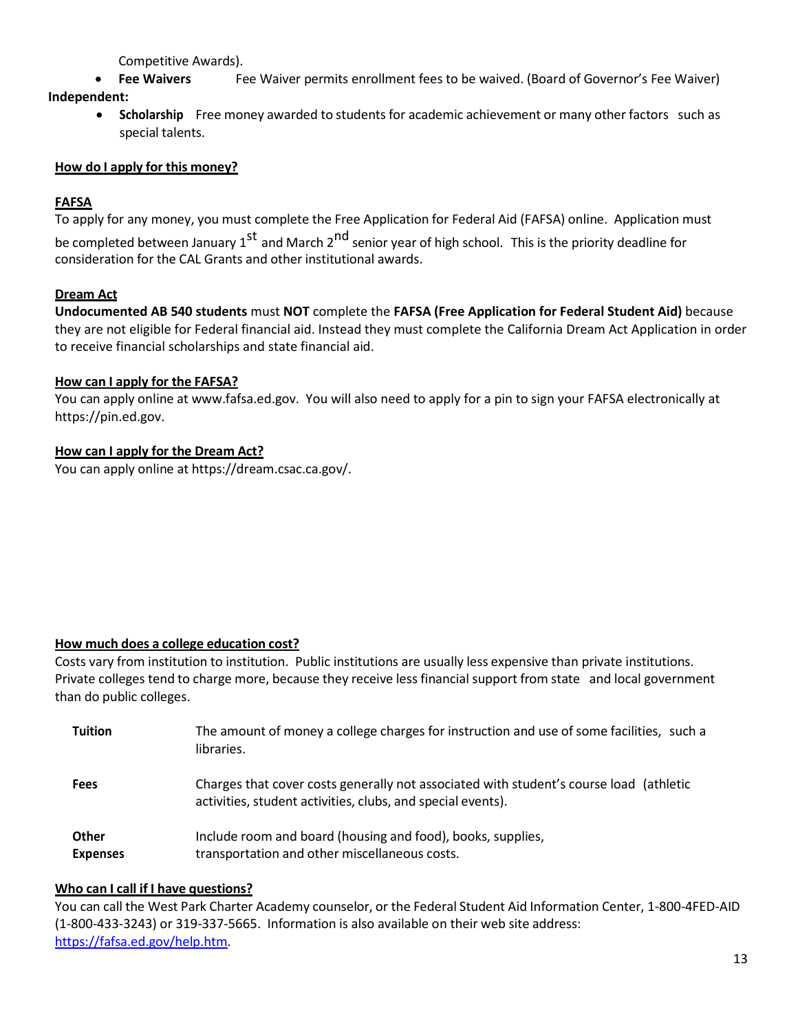Competitive Awards).

- **Fee Waivers** Fee Waiver permits enrollment fees to be waived. (Board of Governor's Fee Waiver)

**Independent:**

- **Scholarship** Free money awarded to students for academic achievement or many other factors such as special talents.

**How do I apply for this money?**

**FAFSA**

To apply for any money, you must complete the Free Application for Federal Aid (FAFSA) online. Application must be completed between January 1st and March 2nd senior year of high school. This is the priority deadline for consideration for the CAL Grants and other institutional awards.

**Dream Act**

**Undocumented AB 540 students** must **NOT** complete the **FAFSA (Free Application for Federal Student Aid)** because they are not eligible for Federal financial aid. Instead they must complete the California Dream Act Application in order to receive financial scholarships and state financial aid.

**How can I apply for the FAFSA?**

You can apply online at www.fafsa.ed.gov. You will also need to apply for a pin to sign your FAFSA electronically at https://pin.ed.gov.

**How can I apply for the Dream Act?**

You can apply online at https://dream.csac.ca.gov/.

**How much does a college education cost?**

Costs vary from institution to institution. Public institutions are usually less expensive than private institutions. Private colleges tend to charge more, because they receive less financial support from state and local government than do public colleges.

| | |
|---|---|
| **Tuition** | The amount of money a college charges for instruction and use of some facilities, such a libraries. |
| **Fees** | Charges that cover costs generally not associated with student's course load (athletic activities, student activities, clubs, and special events). |
| **Other Expenses** | Include room and board (housing and food), books, supplies, transportation and other miscellaneous costs. |

**Who can I call if I have questions?**

You can call the West Park Charter Academy counselor, or the Federal Student Aid Information Center, 1-800-4FED-AID (1-800-433-3243) or 319-337-5665. Information is also available on their web site address: [https://fafsa.ed.gov/help.htm](https://fafsa.ed.gov/help.htm).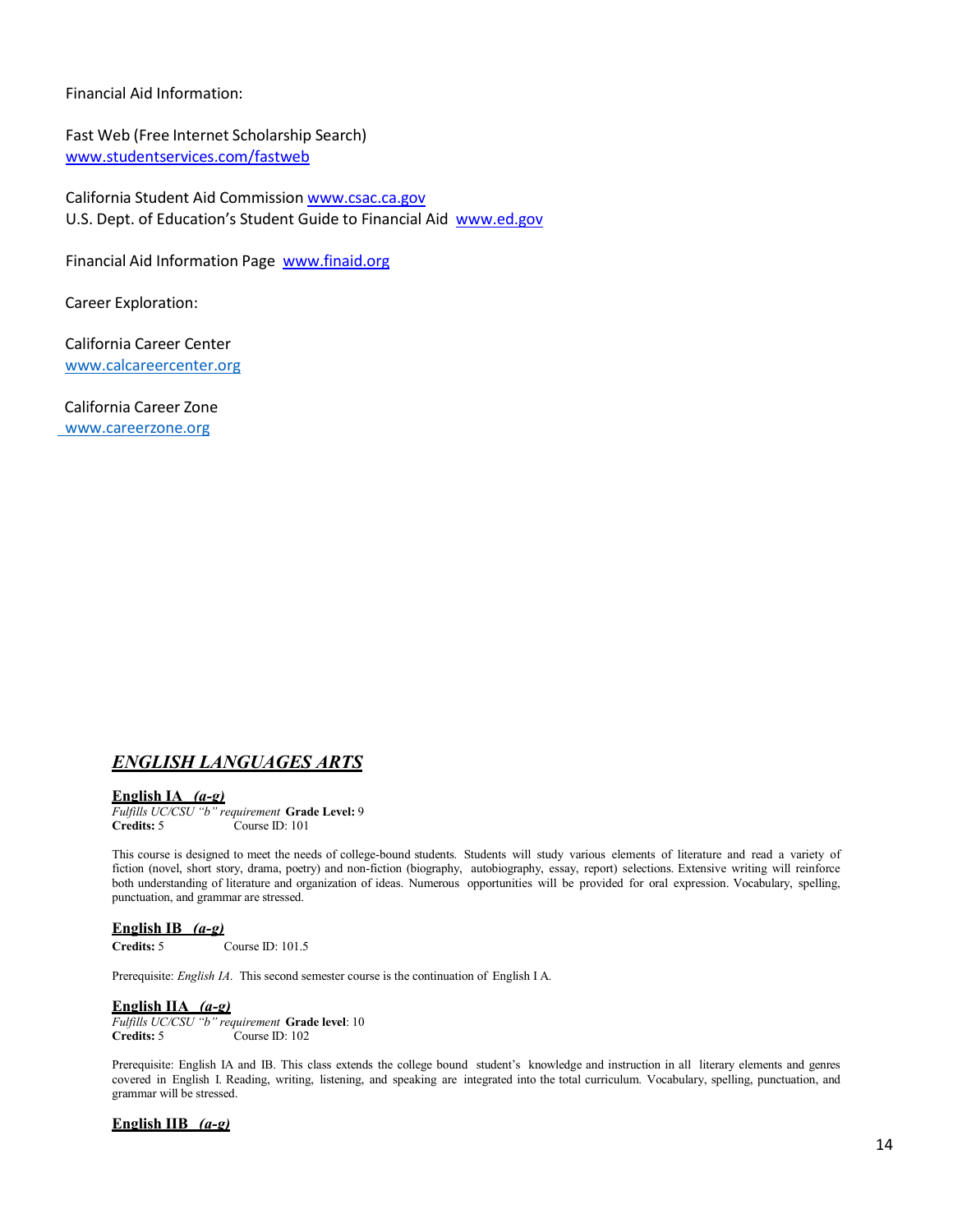Financial Aid Information:

Fast Web (Free Internet Scholarship Search)
[www.studentservices.com/fastweb](www.studentservices.com/fastweb)

California Student Aid Commission [www.csac.ca.gov](www.csac.ca.gov)
U.S. Dept. of Education's Student Guide to Financial Aid [www.ed.gov](www.ed.gov)

Financial Aid Information Page [www.finaid.org](www.finaid.org)

Career Exploration:

California Career Center
[www.calcareercenter.org](www.calcareercenter.org)

California Career Zone
[www.careerzone.org](www.careerzone.org)

## ***ENGLISH LANGUAGES ARTS***

### English IA *(a-g)*

*Fulfills UC/CSU "b" requirement* **Grade Level:** 9
**Credits:** 5 Course ID: 101

This course is designed to meet the needs of college-bound students. Students will study various elements of literature and read a variety of fiction (novel, short story, drama, poetry) and non-fiction (biography, autobiography, essay, report) selections. Extensive writing will reinforce both understanding of literature and organization of ideas. Numerous opportunities will be provided for oral expression. Vocabulary, spelling, punctuation, and grammar are stressed.

### English IB *(a-g)*

**Credits:** 5 Course ID: 101.5

Prerequisite: *English IA*. This second semester course is the continuation of English I A.

### English IIA *(a-g)*

*Fulfills UC/CSU "b" requirement* **Grade level**: 10
**Credits:** 5 Course ID: 102

Prerequisite: English IA and IB. This class extends the college bound student's knowledge and instruction in all literary elements and genres covered in English I. Reading, writing, listening, and speaking are integrated into the total curriculum. Vocabulary, spelling, punctuation, and grammar will be stressed.

### English IIB *(a-g)*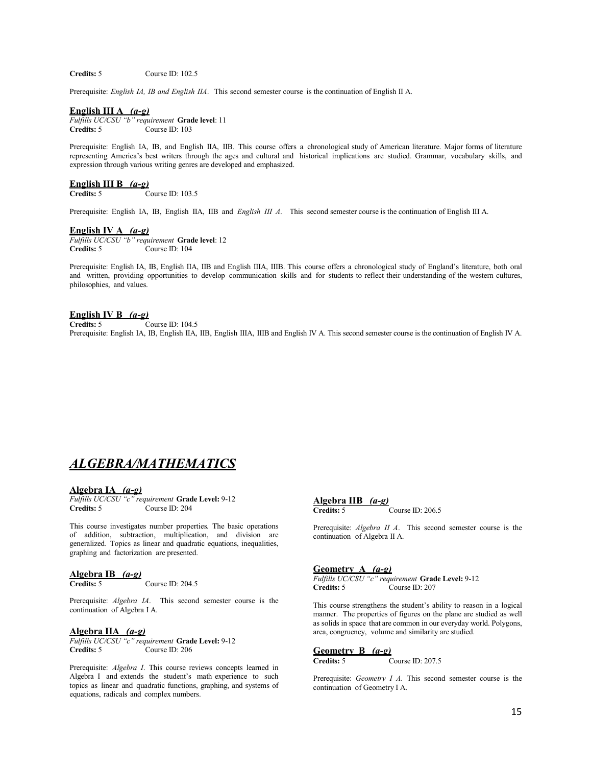**Credits:** 5 Course ID: 102.5

Prerequisite: *English IA, IB and English IIA*. This second semester course is the continuation of English II A.

### English III A *(a-g)*

*Fulfills UC/CSU "b" requirement* **Grade level**: 11
**Credits:** 5 Course ID: 103

Prerequisite: English IA, IB, and English IIA, IIB. This course offers a chronological study of American literature. Major forms of literature representing America's best writers through the ages and cultural and historical implications are studied. Grammar, vocabulary skills, and expression through various writing genres are developed and emphasized.

### English III B *(a-g)*

**Credits:** 5 Course ID: 103.5

Prerequisite: English IA, IB, English IIA, IIB and *English III A*. This second semester course is the continuation of English III A.

### English IV A *(a-g)*

*Fulfills UC/CSU "b" requirement* **Grade level**: 12
**Credits:** 5 Course ID: 104

Prerequisite: English IA, IB, English IIA, IIB and English IIIA, IIIB. This course offers a chronological study of England's literature, both oral and written, providing opportunities to develop communication skills and for students to reflect their understanding of the western cultures, philosophies, and values.

### English IV B *(a-g)*

**Credits:** 5 Course ID: 104.5
Prerequisite: English IA, IB, English IIA, IIB, English IIIA, IIIB and English IV A. This second semester course is the continuation of English IV A.

## *ALGEBRA/MATHEMATICS*

### Algebra IA *(a-g)*

*Fulfills UC/CSU "c" requirement* **Grade Level:** 9-12
**Credits:** 5 Course ID: 204

This course investigates number properties. The basic operations of addition, subtraction, multiplication, and division are generalized. Topics as linear and quadratic equations, inequalities, graphing and factorization are presented.

### Algebra IB *(a-g)*

**Credits:** 5 Course ID: 204.5

Prerequisite: *Algebra IA*. This second semester course is the continuation of Algebra I A.

### Algebra IIA *(a-g)*

*Fulfills UC/CSU "c" requirement* **Grade Level:** 9-12
**Credits:** 5 Course ID: 206

Prerequisite: *Algebra I*. This course reviews concepts learned in Algebra I and extends the student's math experience to such topics as linear and quadratic functions, graphing, and systems of equations, radicals and complex numbers.

### Algebra IIB *(a-g)*

**Credits:** 5 Course ID: 206.5

Prerequisite: *Algebra II A*. This second semester course is the continuation of Algebra II A.

### Geometry A *(a-g)*

*Fulfills UC/CSU "c" requirement* **Grade Level:** 9-12
**Credits:** 5 Course ID: 207

This course strengthens the student's ability to reason in a logical manner. The properties of figures on the plane are studied as well as solids in space that are common in our everyday world. Polygons, area, congruency, volume and similarity are studied.

### Geometry B *(a-g)*

**Credits:** 5 Course ID: 207.5

Prerequisite: *Geometry I A*. This second semester course is the continuation of Geometry I A.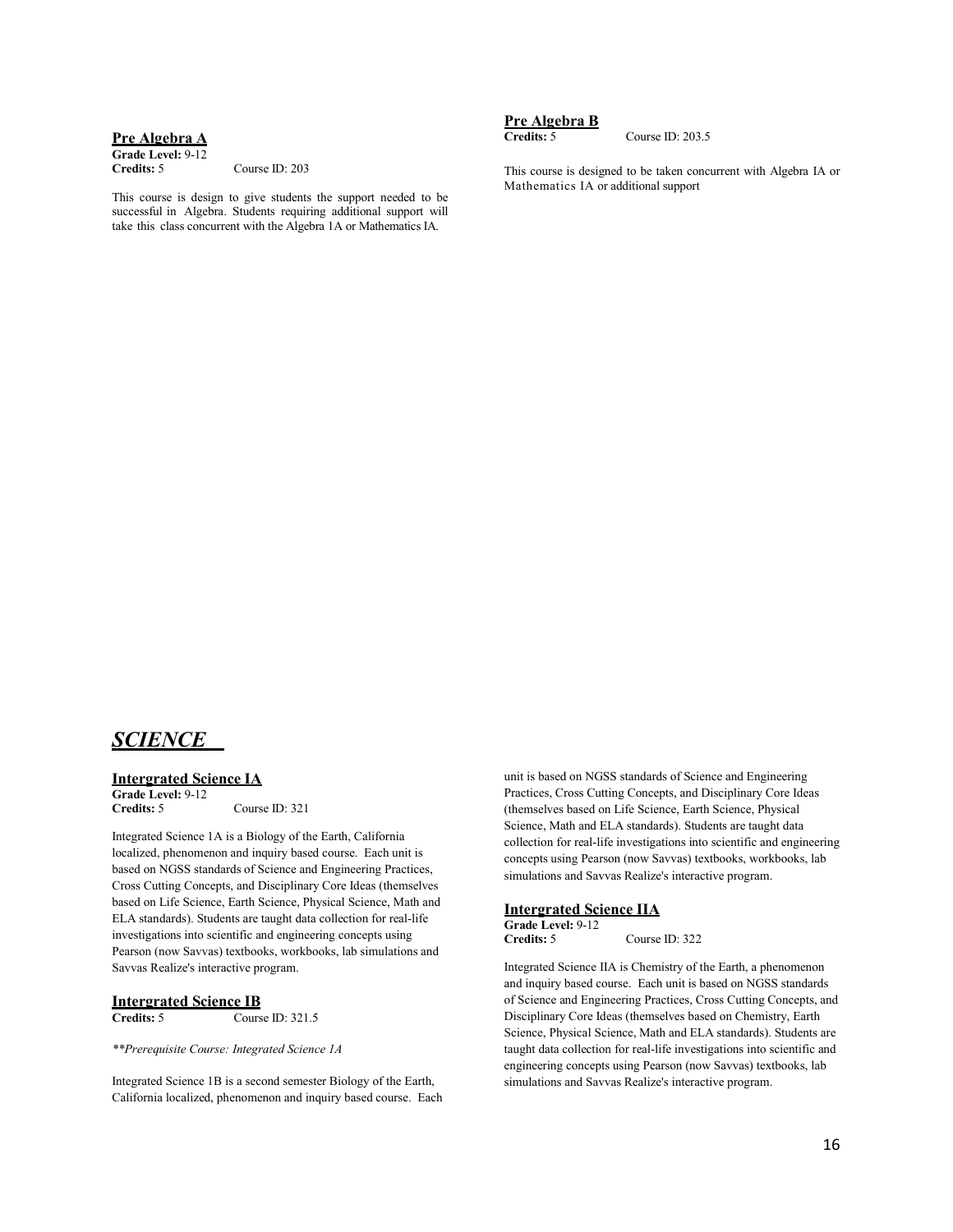### Pre Algebra A

**Grade Level:** 9-12
**Credits:** 5 Course ID: 203

This course is design to give students the support needed to be successful in Algebra. Students requiring additional support will take this class concurrent with the Algebra 1A or Mathematics IA.

### Pre Algebra B

**Credits:** 5 Course ID: 203.5

This course is designed to be taken concurrent with Algebra IA or Mathematics IA or additional support

## *SCIENCE*

### Intergrated Science IA

**Grade Level:** 9-12
**Credits:** 5 Course ID: 321

Integrated Science 1A is a Biology of the Earth, California localized, phenomenon and inquiry based course. Each unit is based on NGSS standards of Science and Engineering Practices, Cross Cutting Concepts, and Disciplinary Core Ideas (themselves based on Life Science, Earth Science, Physical Science, Math and ELA standards). Students are taught data collection for real-life investigations into scientific and engineering concepts using Pearson (now Savvas) textbooks, workbooks, lab simulations and Savvas Realize's interactive program.

### Intergrated Science IB

**Credits:** 5 Course ID: 321.5

*\*\*Prerequisite Course: Integrated Science 1A*

Integrated Science 1B is a second semester Biology of the Earth, California localized, phenomenon and inquiry based course. Each unit is based on NGSS standards of Science and Engineering Practices, Cross Cutting Concepts, and Disciplinary Core Ideas (themselves based on Life Science, Earth Science, Physical Science, Math and ELA standards). Students are taught data collection for real-life investigations into scientific and engineering concepts using Pearson (now Savvas) textbooks, workbooks, lab simulations and Savvas Realize's interactive program.

### Intergrated Science IIA

**Grade Level:** 9-12
**Credits:** 5 Course ID: 322

Integrated Science IIA is Chemistry of the Earth, a phenomenon and inquiry based course. Each unit is based on NGSS standards of Science and Engineering Practices, Cross Cutting Concepts, and Disciplinary Core Ideas (themselves based on Chemistry, Earth Science, Physical Science, Math and ELA standards). Students are taught data collection for real-life investigations into scientific and engineering concepts using Pearson (now Savvas) textbooks, lab simulations and Savvas Realize's interactive program.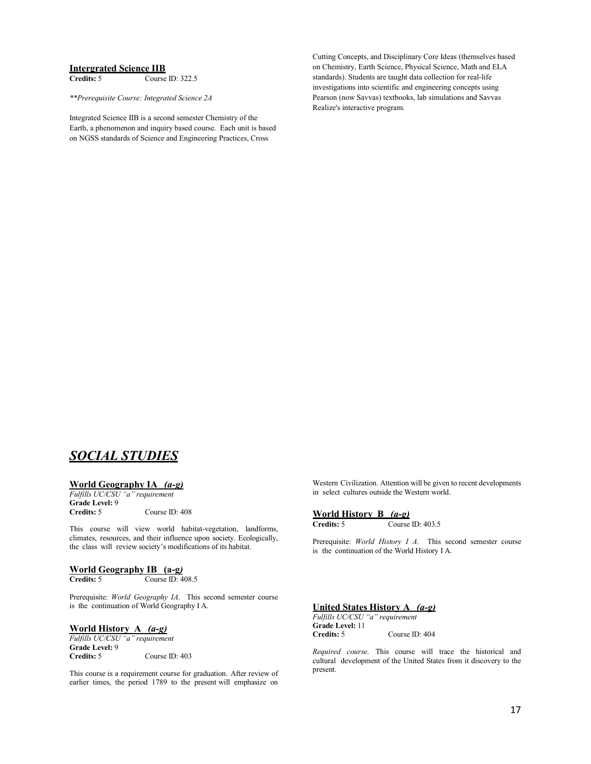### Intergrated Science IIB

**Credits:** 5 Course ID: 322.5

*\*\*Prerequisite Course: Integrated Science 2A*

Integrated Science IIB is a second semester Chemistry of the Earth, a phenomenon and inquiry based course. Each unit is based on NGSS standards of Science and Engineering Practices, Cross Cutting Concepts, and Disciplinary Core Ideas (themselves based on Chemistry, Earth Science, Physical Science, Math and ELA standards). Students are taught data collection for real-life investigations into scientific and engineering concepts using Pearson (now Savvas) textbooks, lab simulations and Savvas Realize's interactive program.

## *SOCIAL STUDIES*

### World Geography IA *(a-g)*

*Fulfills UC/CSU "a" requirement*
**Grade Level:** 9
**Credits:** 5 Course ID: 408

This course will view world habitat-vegetation, landforms, climates, resources, and their influence upon society. Ecologically, the class will review society's modifications of its habitat.

### World Geography IB (a-g)

**Credits:** 5 Course ID: 408.5

Prerequisite: *World Geography IA.* This second semester course is the continuation of World Geography I A.

### World History A *(a-g)*

*Fulfills UC/CSU "a" requirement*
**Grade Level:** 9
**Credits:** 5 Course ID: 403

This course is a requirement course for graduation. After review of earlier times, the period 1789 to the present will emphasize on Western Civilization. Attention will be given to recent developments in select cultures outside the Western world.

### World History B *(a-g)*

**Credits:** 5 Course ID: 403.5

Prerequisite: *World History I A.* This second semester course is the continuation of the World History I A.

### United States History A *(a-g)*

*Fulfills UC/CSU "a" requirement*
**Grade Level:** 11
**Credits:** 5 Course ID: 404

*Required course.* This course will trace the historical and cultural development of the United States from it discovery to the present.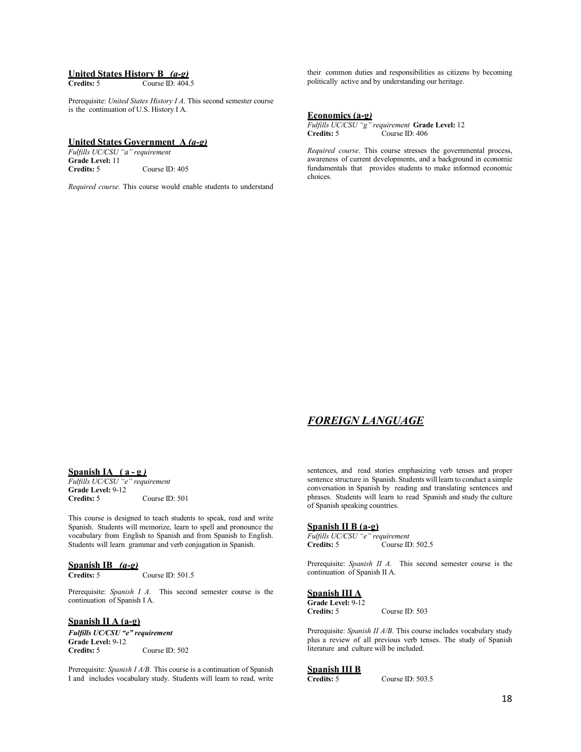### United States History B *(a-g)*

**Credits:** 5 Course ID: 404.5

Prerequisite: *United States History I A*. This second semester course is the continuation of U.S. History I A.

### United States Government A *(a-g)*

*Fulfills UC/CSU "a" requirement*
**Grade Level:** 11
**Credits:** 5 Course ID: 405

*Required course.* This course would enable students to understand their common duties and responsibilities as citizens by becoming politically active and by understanding our heritage.

### Economics (a-g)

*Fulfills UC/CSU "g" requirement* **Grade Level:** 12
**Credits:** 5 Course ID: 406

*Required course*. This course stresses the governmental process, awareness of current developments, and a background in economic fundamentals that provides students to make informed economic choices.

## *FOREIGN LANGUAGE*

### Spanish IA ( a - g )

*Fulfills UC/CSU "e" requirement*
**Grade Level:** 9-12
**Credits:** 5 Course ID: 501

This course is designed to teach students to speak, read and write Spanish. Students will memorize, learn to spell and pronounce the vocabulary from English to Spanish and from Spanish to English. Students will learn grammar and verb conjugation in Spanish.

### Spanish IB *(a-g)*

**Credits:** 5 Course ID: 501.5

Prerequisite: *Spanish I A*. This second semester course is the continuation of Spanish I A.

### Spanish II A (a-g)

***Fulfills UC/CSU "e" requirement***
**Grade Level:** 9-12
**Credits:** 5 Course ID: 502

Prerequisite: *Spanish I A/B.* This course is a continuation of Spanish I and includes vocabulary study. Students will learn to read, write sentences, and read stories emphasizing verb tenses and proper sentence structure in Spanish. Students will learn to conduct a simple conversation in Spanish by reading and translating sentences and phrases. Students will learn to read Spanish and study the culture of Spanish speaking countries.

### Spanish II B (a-g)

*Fulfills UC/CSU "e" requirement*
**Credits:** 5 Course ID: 502.5

Prerequisite: *Spanish II A*. This second semester course is the continuation of Spanish II A.

### Spanish III A

**Grade Level:** 9-12
**Credits:** 5 Course ID: 503

Prerequisite: *Spanish II A/B*. This course includes vocabulary study plus a review of all previous verb tenses. The study of Spanish literature and culture will be included.

### Spanish III B

**Credits:** 5 Course ID: 503.5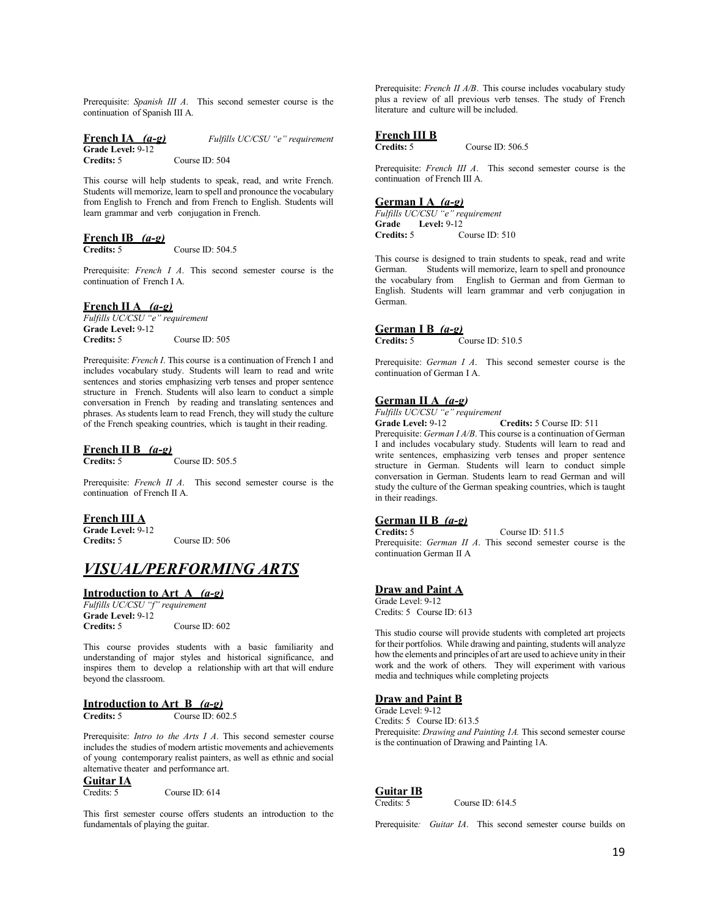Prerequisite: *Spanish III A*. This second semester course is the continuation of Spanish III A.

### French IA *(a-g)*

*Fulfills UC/CSU "e" requirement*

**Grade Level:** 9-12
**Credits:** 5 Course ID: 504

This course will help students to speak, read, and write French. Students will memorize, learn to spell and pronounce the vocabulary from English to French and from French to English. Students will learn grammar and verb conjugation in French.

### French IB *(a-g)*

**Credits:** 5 Course ID: 504.5

Prerequisite: *French I A*. This second semester course is the continuation of French I A.

### French II A *(a-g)*

*Fulfills UC/CSU "e" requirement*
**Grade Level:** 9-12
**Credits:** 5 Course ID: 505

Prerequisite: *French I*. This course is a continuation of French I and includes vocabulary study. Students will learn to read and write sentences and stories emphasizing verb tenses and proper sentence structure in French. Students will also learn to conduct a simple conversation in French by reading and translating sentences and phrases. As students learn to read French, they will study the culture of the French speaking countries, which is taught in their reading.

### French II B *(a-g)*

**Credits:** 5 Course ID: 505.5

Prerequisite: *French II A*. This second semester course is the continuation of French II A.

### French III A

**Grade Level:** 9-12
**Credits:** 5 Course ID: 506

Prerequisite: *French II A/B*. This course includes vocabulary study plus a review of all previous verb tenses. The study of French literature and culture will be included.

### French III B

**Credits:** 5 Course ID: 506.5

Prerequisite: *French III A*. This second semester course is the continuation of French III A.

### German I A *(a-g)*

*Fulfills UC/CSU "e" requirement*
**Grade Level:** 9-12
**Credits:** 5 Course ID: 510

This course is designed to train students to speak, read and write German. Students will memorize, learn to spell and pronounce the vocabulary from English to German and from German to English. Students will learn grammar and verb conjugation in German.

### German I B *(a-g)*

**Credits:** 5 Course ID: 510.5

Prerequisite: *German I A*. This second semester course is the continuation of German I A.

### German II A *(a-g)*

*Fulfills UC/CSU "e" requirement*
**Grade Level:** 9-12 **Credits:** 5 Course ID: 511

Prerequisite: *German I A/B*. This course is a continuation of German I and includes vocabulary study. Students will learn to read and write sentences, emphasizing verb tenses and proper sentence structure in German. Students will learn to conduct simple conversation in German. Students learn to read German and will study the culture of the German speaking countries, which is taught in their readings.

### German II B *(a-g)*

**Credits:** 5 Course ID: 511.5

Prerequisite: *German II A*. This second semester course is the continuation German II A

# *VISUAL/PERFORMING ARTS*

### Introduction to Art A *(a-g)*

*Fulfills UC/CSU "f" requirement*
**Grade Level:** 9-12
**Credits:** 5 Course ID: 602

This course provides students with a basic familiarity and understanding of major styles and historical significance, and inspires them to develop a relationship with art that will endure beyond the classroom.

### Introduction to Art B *(a-g)*

**Credits:** 5 Course ID: 602.5

Prerequisite: *Intro to the Arts I A*. This second semester course includes the studies of modern artistic movements and achievements of young contemporary realist painters, as well as ethnic and social alternative theater and performance art.

### Draw and Paint A

Grade Level: 9-12
Credits: 5 Course ID: 613

This studio course will provide students with completed art projects for their portfolios. While drawing and painting, students will analyze how the elements and principles of art are used to achieve unity in their work and the work of others. They will experiment with various media and techniques while completing projects

### Draw and Paint B

Grade Level: 9-12
Credits: 5 Course ID: 613.5
Prerequisite: *Drawing and Painting 1A.* This second semester course is the continuation of Drawing and Painting 1A.

### Guitar IA

Credits: 5 Course ID: 614

This first semester course offers students an introduction to the fundamentals of playing the guitar.

### Guitar IB

Credits: 5 Course ID: 614.5

Prerequisite*: Guitar IA*. This second semester course builds on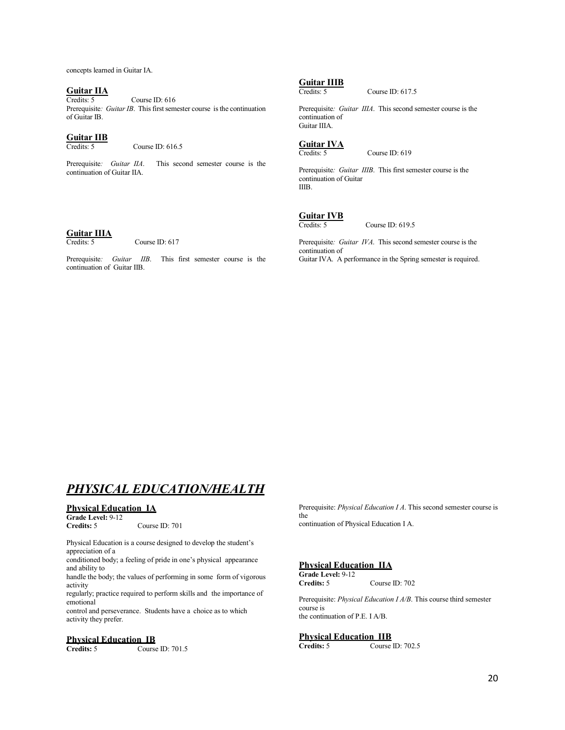concepts learned in Guitar IA.

### Guitar IIA

Credits: 5 Course ID: 616

Prerequisite*: Guitar IB*. This first semester course is the continuation of Guitar IB.

### Guitar IIB

Credits: 5 Course ID: 616.5

Prerequisite*: Guitar IIA*. This second semester course is the continuation of Guitar IIA.

### Guitar IIIA

Credits: 5 Course ID: 617

Prerequisite*: Guitar IIB*. This first semester course is the continuation of Guitar IIB.

### Guitar IIIB

Credits: 5 Course ID: 617.5

Prerequisite*: Guitar IIIA*. This second semester course is the continuation of Guitar IIIA.

### Guitar IVA

Credits: 5 Course ID: 619

Prerequisite*: Guitar IIIB*. This first semester course is the continuation of Guitar IIIB.

### Guitar IVB

Credits: 5 Course ID: 619.5

Prerequisite*: Guitar IVA*. This second semester course is the continuation of Guitar IVA. A performance in the Spring semester is required.

## *PHYSICAL EDUCATION/HEALTH*

### Physical Education IA

**Grade Level:** 9-12
**Credits:** 5 Course ID: 701

Physical Education is a course designed to develop the student's appreciation of a conditioned body; a feeling of pride in one's physical appearance and ability to handle the body; the values of performing in some form of vigorous activity regularly; practice required to perform skills and the importance of emotional control and perseverance. Students have a choice as to which activity they prefer.

### Physical Education IB

**Credits:** 5 Course ID: 701.5

Prerequisite: *Physical Education I A*. This second semester course is the continuation of Physical Education I A.

### Physical Education IIA

**Grade Level:** 9-12
**Credits:** 5 Course ID: 702

Prerequisite: *Physical Education I A/B*. This course third semester course is the continuation of P.E. I A/B.

### Physical Education IIB

**Credits:** 5 Course ID: 702.5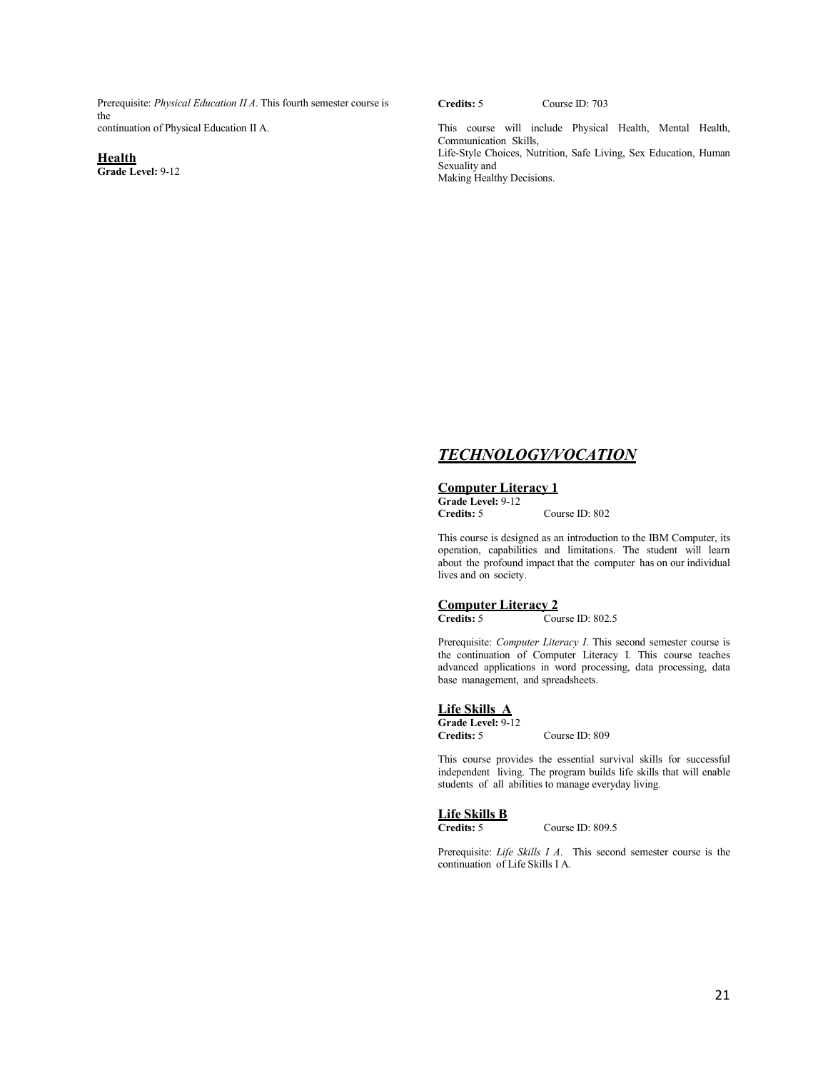Prerequisite: *Physical Education II A*. This fourth semester course is the continuation of Physical Education II A.

### Health

**Grade Level:** 9-12
**Credits:** 5 Course ID: 703

This course will include Physical Health, Mental Health, Communication Skills, Life-Style Choices, Nutrition, Safe Living, Sex Education, Human Sexuality and Making Healthy Decisions.

## *TECHNOLOGY/VOCATION*

### Computer Literacy 1

**Grade Level:** 9-12
**Credits:** 5 Course ID: 802

This course is designed as an introduction to the IBM Computer, its operation, capabilities and limitations. The student will learn about the profound impact that the computer has on our individual lives and on society.

### Computer Literacy 2

**Credits:** 5 Course ID: 802.5

Prerequisite: *Computer Literacy I*. This second semester course is the continuation of Computer Literacy I. This course teaches advanced applications in word processing, data processing, data base management, and spreadsheets.

### Life Skills A

**Grade Level:** 9-12
**Credits:** 5 Course ID: 809

This course provides the essential survival skills for successful independent living. The program builds life skills that will enable students of all abilities to manage everyday living.

### Life Skills B

**Credits:** 5 Course ID: 809.5

Prerequisite: *Life Skills I A*. This second semester course is the continuation of Life Skills I A.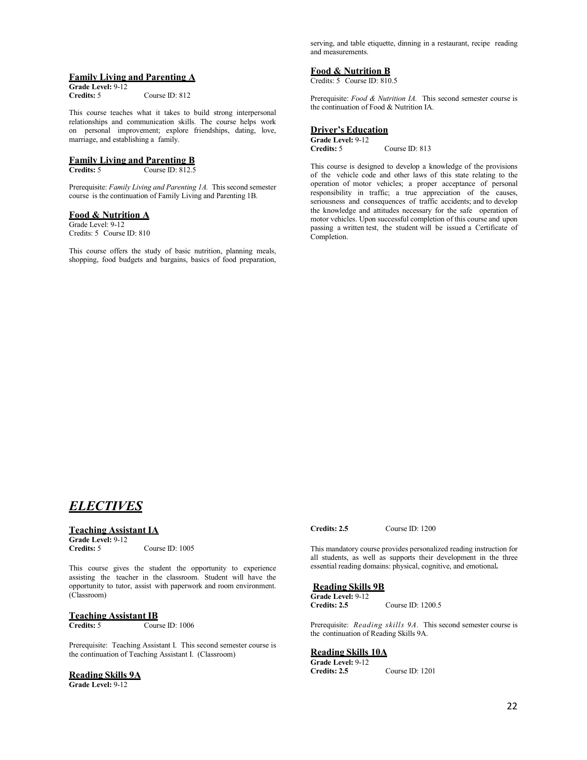### Family Living and Parenting A

**Grade Level:** 9-12
**Credits:** 5 Course ID: 812

This course teaches what it takes to build strong interpersonal relationships and communication skills. The course helps work on personal improvement; explore friendships, dating, love, marriage, and establishing a family.

### Family Living and Parenting B

**Credits:** 5 Course ID: 812.5

Prerequisite: *Family Living and Parenting 1A.* This second semester course is the continuation of Family Living and Parenting 1B.

### Food & Nutrition A

Grade Level: 9-12
Credits: 5 Course ID: 810

This course offers the study of basic nutrition, planning meals, shopping, food budgets and bargains, basics of food preparation, serving, and table etiquette, dinning in a restaurant, recipe reading and measurements.

### Food & Nutrition B

Credits: 5 Course ID: 810.5

Prerequisite: *Food & Nutrition IA.* This second semester course is the continuation of Food & Nutrition IA.

### Driver's Education

**Grade Level:** 9-12
**Credits:** 5 Course ID: 813

This course is designed to develop a knowledge of the provisions of the vehicle code and other laws of this state relating to the operation of motor vehicles; a proper acceptance of personal responsibility in traffic; a true appreciation of the causes, seriousness and consequences of traffic accidents; and to develop the knowledge and attitudes necessary for the safe operation of motor vehicles. Upon successful completion of this course and upon passing a written test, the student will be issued a Certificate of Completion.

## *ELECTIVES*

### Teaching Assistant IA

**Grade Level:** 9-12
**Credits:** 5 Course ID: 1005

This course gives the student the opportunity to experience assisting the teacher in the classroom. Student will have the opportunity to tutor, assist with paperwork and room environment. (Classroom)

### Teaching Assistant IB

**Credits:** 5 Course ID: 1006

Prerequisite: Teaching Assistant I. This second semester course is the continuation of Teaching Assistant I. (Classroom)

### Reading Skills 9A

**Grade Level:** 9-12
**Credits: 2.5** Course ID: 1200

This mandatory course provides personalized reading instruction for all students, as well as supports their development in the three essential reading domains: physical, cognitive, and emotional**.**

### Reading Skills 9B

**Grade Level:** 9-12
**Credits: 2.5** Course ID: 1200.5

Prerequisite: *Reading skills 9A.* This second semester course is the continuation of Reading Skills 9A.

### Reading Skills 10A

**Grade Level:** 9-12
**Credits: 2.5** Course ID: 1201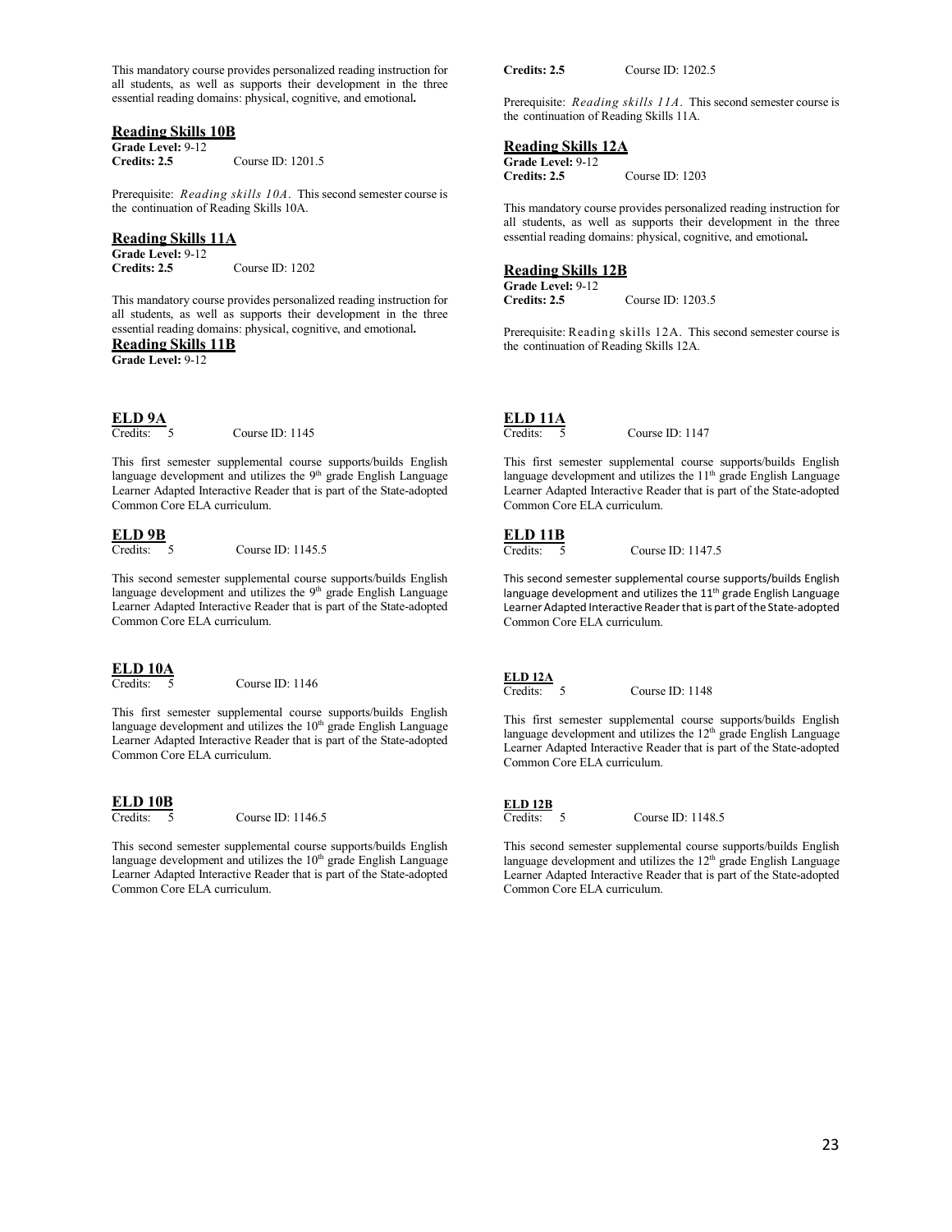This mandatory course provides personalized reading instruction for all students, as well as supports their development in the three essential reading domains: physical, cognitive, and emotional**.**

### Reading Skills 10B

**Grade Level:** 9-12
**Credits: 2.5** Course ID: 1201.5

Prerequisite: *Reading skills 10A*. This second semester course is the continuation of Reading Skills 10A.

### Reading Skills 11A

**Grade Level:** 9-12
**Credits: 2.5** Course ID: 1202

This mandatory course provides personalized reading instruction for all students, as well as supports their development in the three essential reading domains: physical, cognitive, and emotional**.**

### Reading Skills 11B

**Grade Level:** 9-12
**Credits: 2.5** Course ID: 1202.5

Prerequisite: *Reading skills 11A*. This second semester course is the continuation of Reading Skills 11A.

### Reading Skills 12A

**Grade Level:** 9-12
**Credits: 2.5** Course ID: 1203

This mandatory course provides personalized reading instruction for all students, as well as supports their development in the three essential reading domains: physical, cognitive, and emotional**.**

### Reading Skills 12B

**Grade Level:** 9-12
**Credits: 2.5** Course ID: 1203.5

Prerequisite: Reading skills 12A. This second semester course is the continuation of Reading Skills 12A.

### ELD 9A

Credits: 5 Course ID: 1145

This first semester supplemental course supports/builds English language development and utilizes the 9th grade English Language Learner Adapted Interactive Reader that is part of the State-adopted Common Core ELA curriculum.

### ELD 9B

Credits: 5 Course ID: 1145.5

This second semester supplemental course supports/builds English language development and utilizes the 9th grade English Language Learner Adapted Interactive Reader that is part of the State-adopted Common Core ELA curriculum.

### ELD 10A

Credits: 5 Course ID: 1146

This first semester supplemental course supports/builds English language development and utilizes the 10th grade English Language Learner Adapted Interactive Reader that is part of the State-adopted Common Core ELA curriculum.

### ELD 10B

Credits: 5 Course ID: 1146.5

This second semester supplemental course supports/builds English language development and utilizes the 10th grade English Language Learner Adapted Interactive Reader that is part of the State-adopted Common Core ELA curriculum.

### ELD 11A

Credits: 5 Course ID: 1147

This first semester supplemental course supports/builds English language development and utilizes the 11th grade English Language Learner Adapted Interactive Reader that is part of the State-adopted Common Core ELA curriculum.

### ELD 11B

Credits: 5 Course ID: 1147.5

This second semester supplemental course supports/builds English language development and utilizes the 11th grade English Language Learner Adapted Interactive Reader that is part of the State-adopted Common Core ELA curriculum.

### ELD 12A

Credits: 5 Course ID: 1148

This first semester supplemental course supports/builds English language development and utilizes the 12th grade English Language Learner Adapted Interactive Reader that is part of the State-adopted Common Core ELA curriculum.

### ELD 12B

Credits: 5 Course ID: 1148.5

This second semester supplemental course supports/builds English language development and utilizes the 12th grade English Language Learner Adapted Interactive Reader that is part of the State-adopted Common Core ELA curriculum.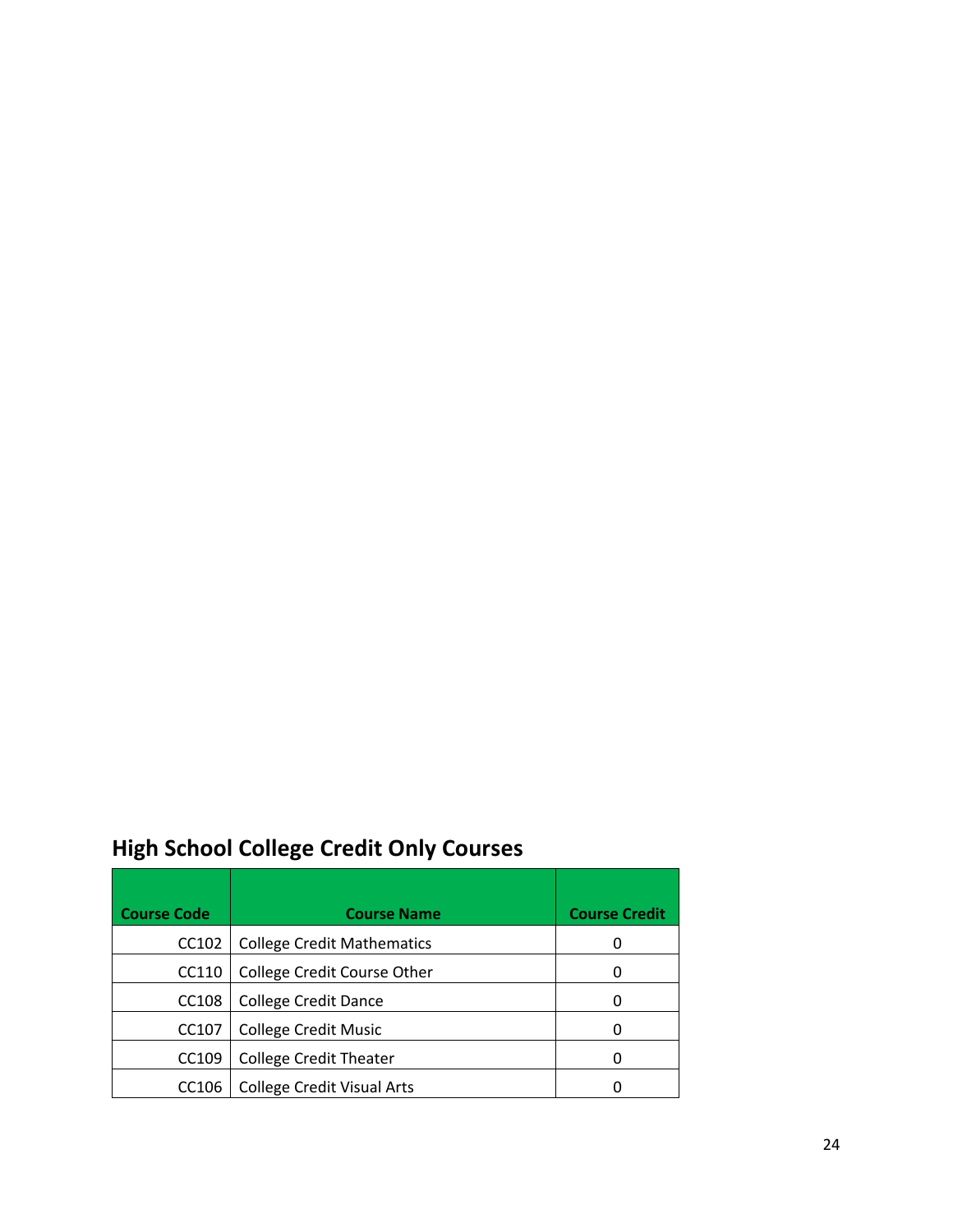## High School College Credit Only Courses

| Course Code | Course Name | Course Credit |
|---|---|---|
| CC102 | College Credit Mathematics | 0 |
| CC110 | College Credit Course Other | 0 |
| CC108 | College Credit Dance | 0 |
| CC107 | College Credit Music | 0 |
| CC109 | College Credit Theater | 0 |
| CC106 | College Credit Visual Arts | 0 |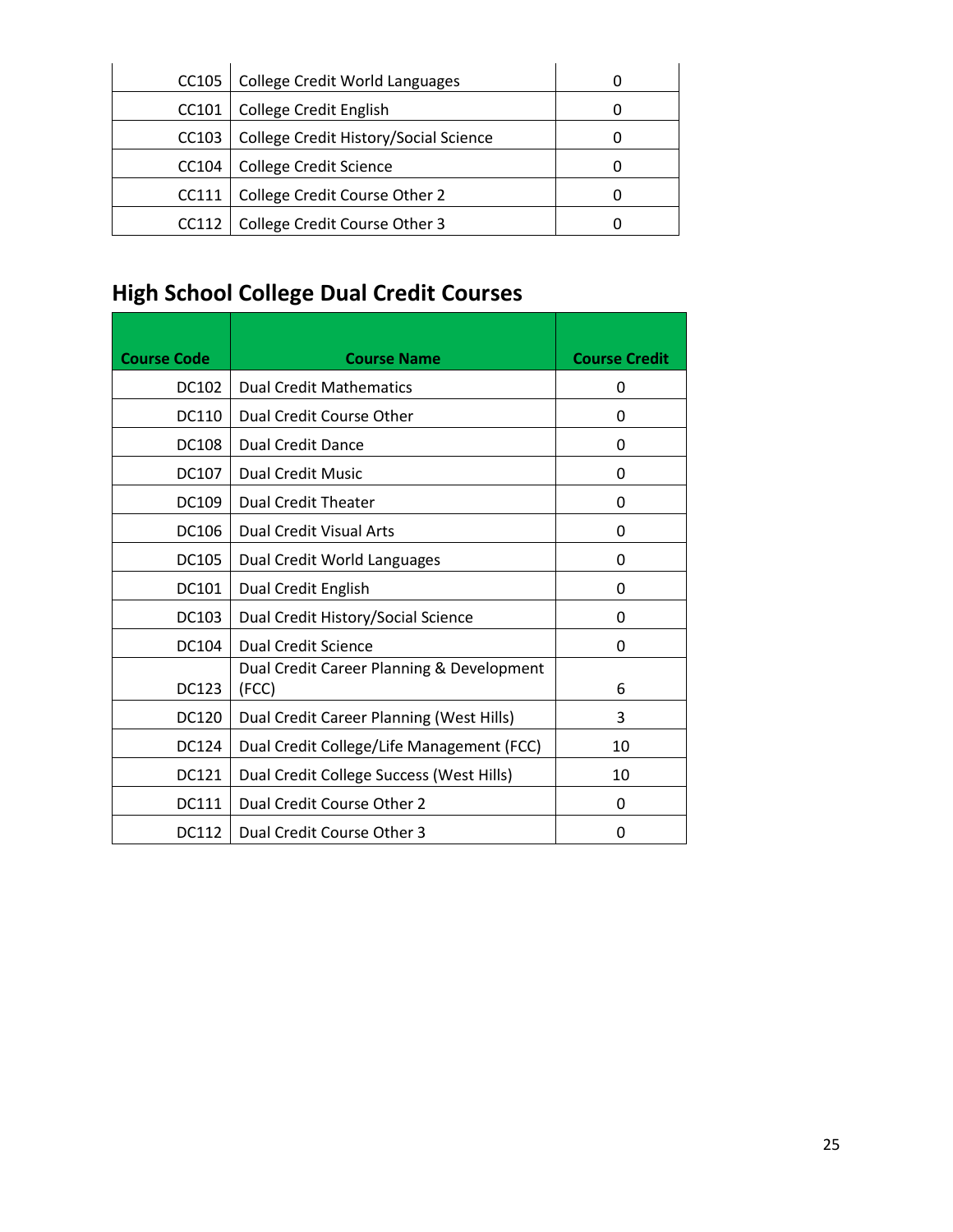| | | |
|---|---|---|
| CC105 | College Credit World Languages | 0 |
| CC101 | College Credit English | 0 |
| CC103 | College Credit History/Social Science | 0 |
| CC104 | College Credit Science | 0 |
| CC111 | College Credit Course Other 2 | 0 |
| CC112 | College Credit Course Other 3 | 0 |

## High School College Dual Credit Courses

| Course Code | Course Name | Course Credit |
|---|---|---|
| DC102 | Dual Credit Mathematics | 0 |
| DC110 | Dual Credit Course Other | 0 |
| DC108 | Dual Credit Dance | 0 |
| DC107 | Dual Credit Music | 0 |
| DC109 | Dual Credit Theater | 0 |
| DC106 | Dual Credit Visual Arts | 0 |
| DC105 | Dual Credit World Languages | 0 |
| DC101 | Dual Credit English | 0 |
| DC103 | Dual Credit History/Social Science | 0 |
| DC104 | Dual Credit Science | 0 |
| DC123 | Dual Credit Career Planning & Development (FCC) | 6 |
| DC120 | Dual Credit Career Planning (West Hills) | 3 |
| DC124 | Dual Credit College/Life Management (FCC) | 10 |
| DC121 | Dual Credit College Success (West Hills) | 10 |
| DC111 | Dual Credit Course Other 2 | 0 |
| DC112 | Dual Credit Course Other 3 | 0 |